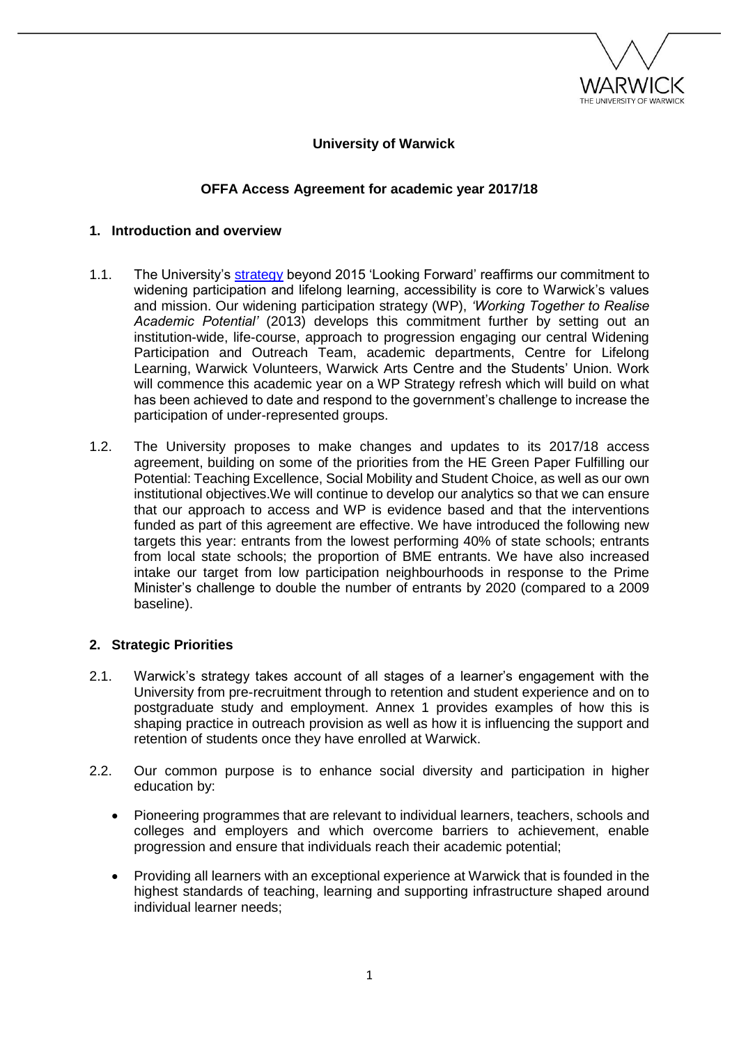**University of Warwick**

**OFFA Access Agreement for academic year 2017/18**

## 1. Introduction and overview

1.1. The University's strategy beyond 2015 'Looking Forward' reaffirms our commitment to widening participation and lifelong learning, accessibility is core to Warwick's values and mission. Our widening participation strategy (WP), *'Working Together to Realise Academic Potential'* (2013) develops this commitment further by setting out an institution-wide, life-course, approach to progression engaging our central Widening Participation and Outreach Team, academic departments, Centre for Lifelong Learning, Warwick Volunteers, Warwick Arts Centre and the Students' Union. Work will commence this academic year on a WP Strategy refresh which will build on what has been achieved to date and respond to the government's challenge to increase the participation of under-represented groups.

1.2. The University proposes to make changes and updates to its 2017/18 access agreement, building on some of the priorities from the HE Green Paper Fulfilling our Potential: Teaching Excellence, Social Mobility and Student Choice, as well as our own institutional objectives.We will continue to develop our analytics so that we can ensure that our approach to access and WP is evidence based and that the interventions funded as part of this agreement are effective. We have introduced the following new targets this year: entrants from the lowest performing 40% of state schools; entrants from local state schools; the proportion of BME entrants. We have also increased intake our target from low participation neighbourhoods in response to the Prime Minister's challenge to double the number of entrants by 2020 (compared to a 2009 baseline).

## 2. Strategic Priorities

2.1. Warwick's strategy takes account of all stages of a learner's engagement with the University from pre-recruitment through to retention and student experience and on to postgraduate study and employment. Annex 1 provides examples of how this is shaping practice in outreach provision as well as how it is influencing the support and retention of students once they have enrolled at Warwick.

2.2. Our common purpose is to enhance social diversity and participation in higher education by:

- Pioneering programmes that are relevant to individual learners, teachers, schools and colleges and employers and which overcome barriers to achievement, enable progression and ensure that individuals reach their academic potential;
- Providing all learners with an exceptional experience at Warwick that is founded in the highest standards of teaching, learning and supporting infrastructure shaped around individual learner needs;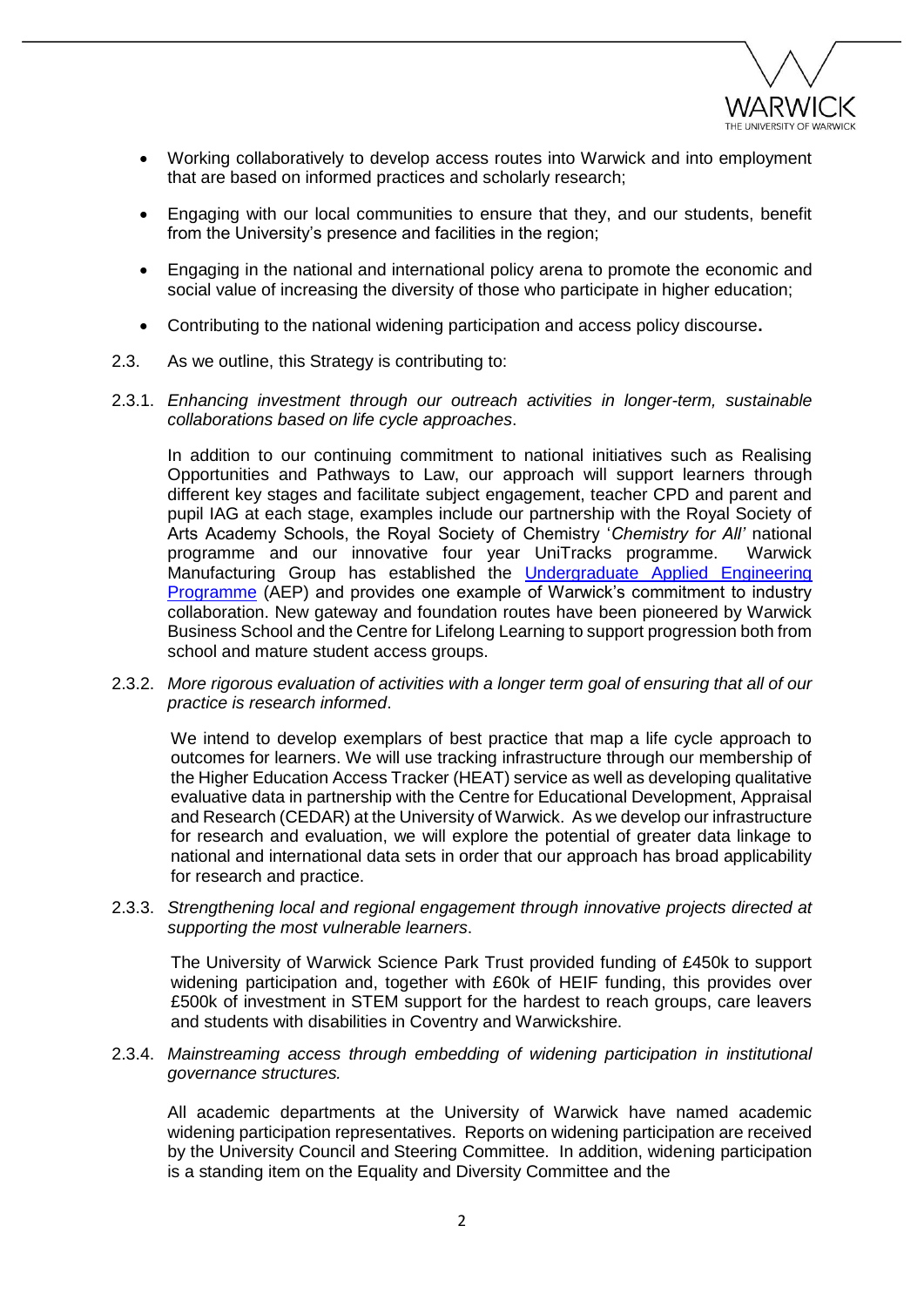- Working collaboratively to develop access routes into Warwick and into employment that are based on informed practices and scholarly research;
- Engaging with our local communities to ensure that they, and our students, benefit from the University's presence and facilities in the region;
- Engaging in the national and international policy arena to promote the economic and social value of increasing the diversity of those who participate in higher education;
- Contributing to the national widening participation and access policy discourse**.**

2.3. As we outline, this Strategy is contributing to:

2.3.1. *Enhancing investment through our outreach activities in longer-term, sustainable collaborations based on life cycle approaches*.

In addition to our continuing commitment to national initiatives such as Realising Opportunities and Pathways to Law, our approach will support learners through different key stages and facilitate subject engagement, teacher CPD and parent and pupil IAG at each stage, examples include our partnership with the Royal Society of Arts Academy Schools, the Royal Society of Chemistry '*Chemistry for All'* national programme and our innovative four year UniTracks programme. Warwick Manufacturing Group has established the [Undergraduate Applied Engineering Programme](Undergraduate Applied Engineering Programme) (AEP) and provides one example of Warwick's commitment to industry collaboration. New gateway and foundation routes have been pioneered by Warwick Business School and the Centre for Lifelong Learning to support progression both from school and mature student access groups.

2.3.2. *More rigorous evaluation of activities with a longer term goal of ensuring that all of our practice is research informed*.

We intend to develop exemplars of best practice that map a life cycle approach to outcomes for learners. We will use tracking infrastructure through our membership of the Higher Education Access Tracker (HEAT) service as well as developing qualitative evaluative data in partnership with the Centre for Educational Development, Appraisal and Research (CEDAR) at the University of Warwick. As we develop our infrastructure for research and evaluation, we will explore the potential of greater data linkage to national and international data sets in order that our approach has broad applicability for research and practice.

2.3.3. *Strengthening local and regional engagement through innovative projects directed at supporting the most vulnerable learners*.

The University of Warwick Science Park Trust provided funding of £450k to support widening participation and, together with £60k of HEIF funding, this provides over £500k of investment in STEM support for the hardest to reach groups, care leavers and students with disabilities in Coventry and Warwickshire.

2.3.4. *Mainstreaming access through embedding of widening participation in institutional governance structures.*

All academic departments at the University of Warwick have named academic widening participation representatives. Reports on widening participation are received by the University Council and Steering Committee. In addition, widening participation is a standing item on the Equality and Diversity Committee and the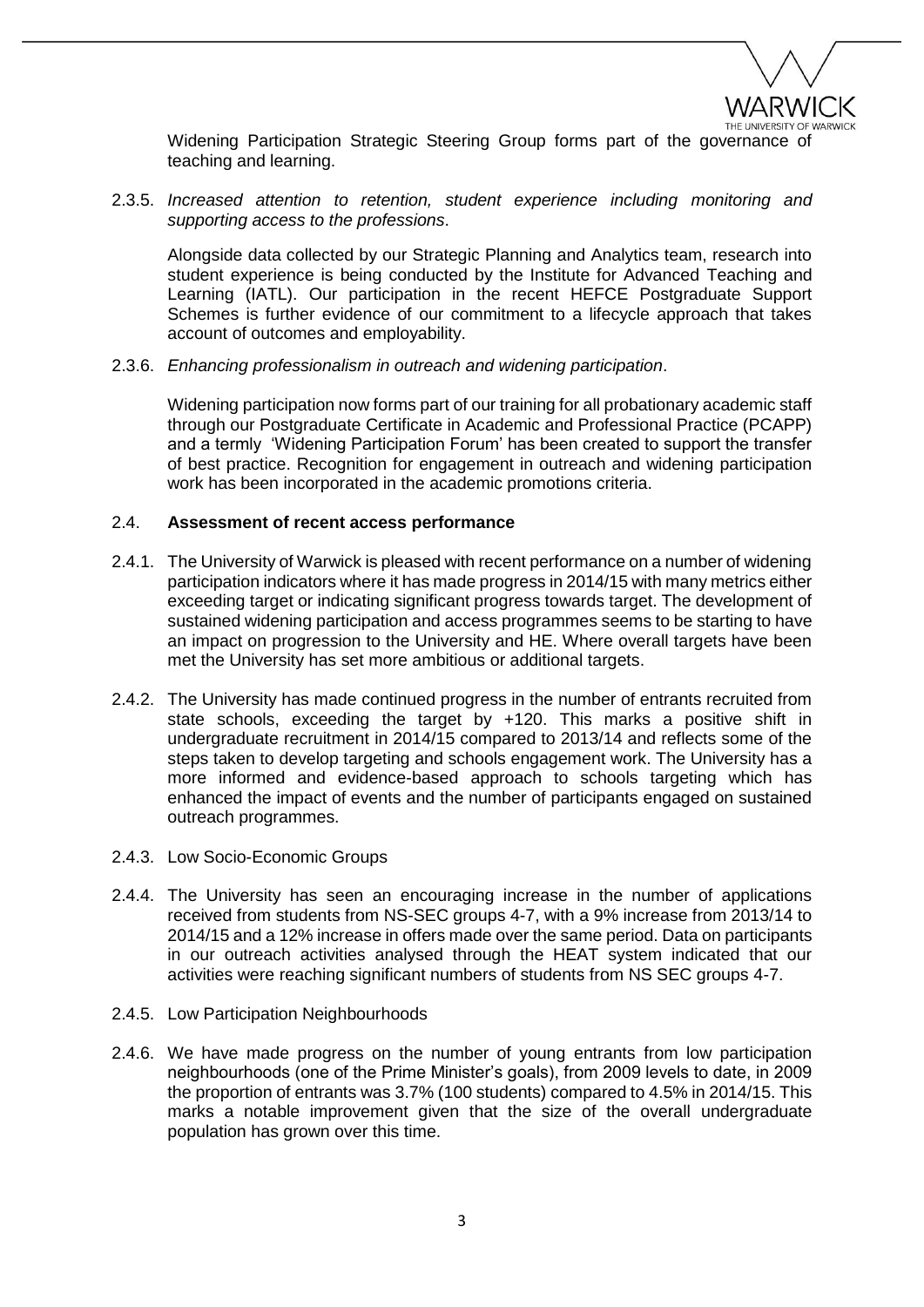Widening Participation Strategic Steering Group forms part of the governance of teaching and learning.

2.3.5. *Increased attention to retention, student experience including monitoring and supporting access to the professions*.

Alongside data collected by our Strategic Planning and Analytics team, research into student experience is being conducted by the Institute for Advanced Teaching and Learning (IATL). Our participation in the recent HEFCE Postgraduate Support Schemes is further evidence of our commitment to a lifecycle approach that takes account of outcomes and employability.

2.3.6. *Enhancing professionalism in outreach and widening participation*.

Widening participation now forms part of our training for all probationary academic staff through our Postgraduate Certificate in Academic and Professional Practice (PCAPP) and a termly 'Widening Participation Forum' has been created to support the transfer of best practice. Recognition for engagement in outreach and widening participation work has been incorporated in the academic promotions criteria.

## 2.4. Assessment of recent access performance

2.4.1. The University of Warwick is pleased with recent performance on a number of widening participation indicators where it has made progress in 2014/15 with many metrics either exceeding target or indicating significant progress towards target. The development of sustained widening participation and access programmes seems to be starting to have an impact on progression to the University and HE. Where overall targets have been met the University has set more ambitious or additional targets.

2.4.2. The University has made continued progress in the number of entrants recruited from state schools, exceeding the target by +120. This marks a positive shift in undergraduate recruitment in 2014/15 compared to 2013/14 and reflects some of the steps taken to develop targeting and schools engagement work. The University has a more informed and evidence-based approach to schools targeting which has enhanced the impact of events and the number of participants engaged on sustained outreach programmes.

2.4.3. Low Socio-Economic Groups

2.4.4. The University has seen an encouraging increase in the number of applications received from students from NS-SEC groups 4-7, with a 9% increase from 2013/14 to 2014/15 and a 12% increase in offers made over the same period. Data on participants in our outreach activities analysed through the HEAT system indicated that our activities were reaching significant numbers of students from NS SEC groups 4-7.

2.4.5. Low Participation Neighbourhoods

2.4.6. We have made progress on the number of young entrants from low participation neighbourhoods (one of the Prime Minister's goals), from 2009 levels to date, in 2009 the proportion of entrants was 3.7% (100 students) compared to 4.5% in 2014/15. This marks a notable improvement given that the size of the overall undergraduate population has grown over this time.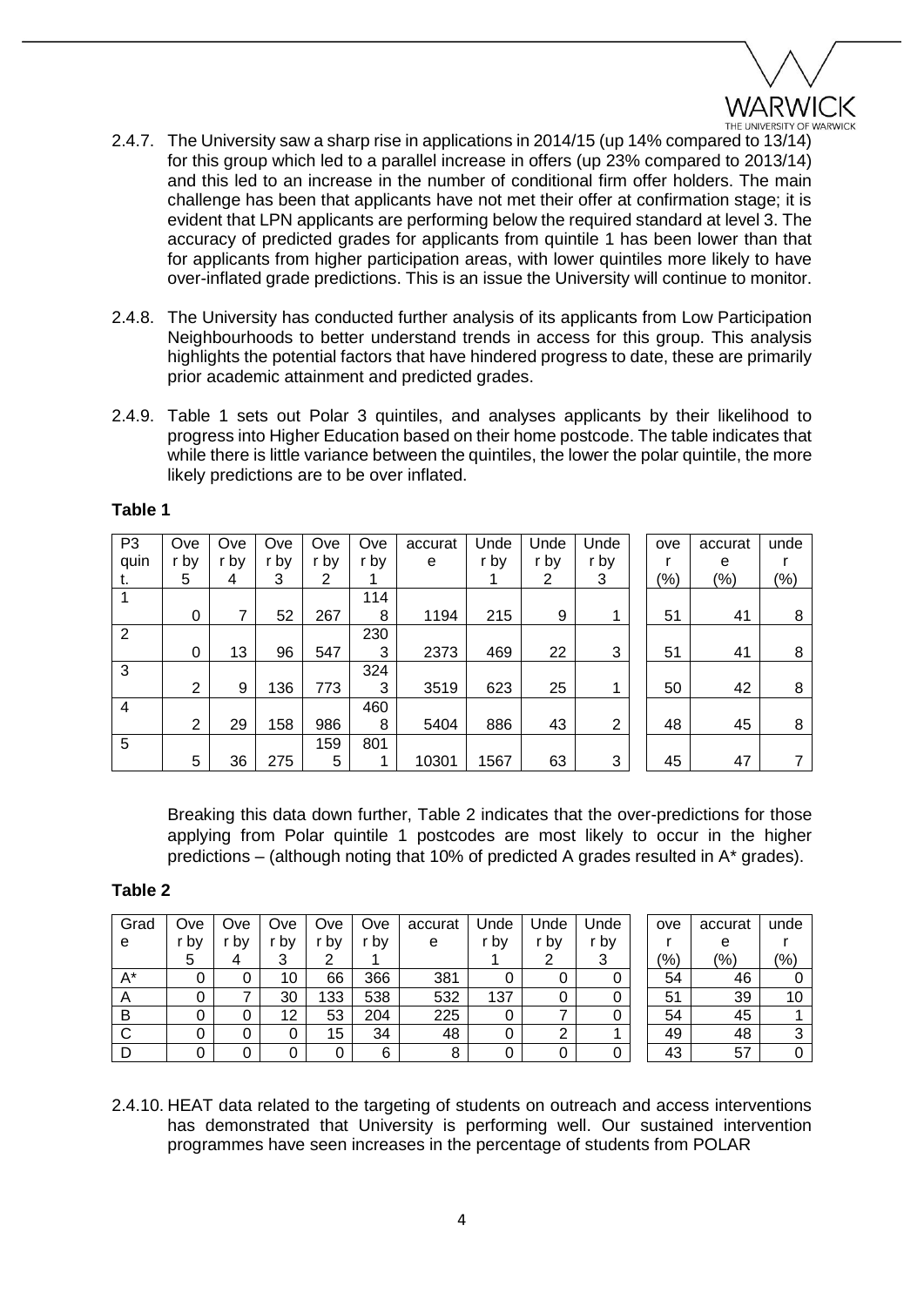2.4.7. The University saw a sharp rise in applications in 2014/15 (up 14% compared to 13/14) for this group which led to a parallel increase in offers (up 23% compared to 2013/14) and this led to an increase in the number of conditional firm offer holders. The main challenge has been that applicants have not met their offer at confirmation stage; it is evident that LPN applicants are performing below the required standard at level 3. The accuracy of predicted grades for applicants from quintile 1 has been lower than that for applicants from higher participation areas, with lower quintiles more likely to have over-inflated grade predictions. This is an issue the University will continue to monitor.

2.4.8. The University has conducted further analysis of its applicants from Low Participation Neighbourhoods to better understand trends in access for this group. This analysis highlights the potential factors that have hindered progress to date, these are primarily prior academic attainment and predicted grades.

2.4.9. Table 1 sets out Polar 3 quintiles, and analyses applicants by their likelihood to progress into Higher Education based on their home postcode. The table indicates that while there is little variance between the quintiles, the lower the polar quintile, the more likely predictions are to be over inflated.

**Table 1**

| P3 quint. | Over by 5 | Over by 4 | Over by 3 | Over by 2 | Over by 1 | accurate | Under by 1 | Under by 2 | Under by 3 | over (%) | accurate (%) | under (%) |
|---|---|---|---|---|---|---|---|---|---|---|---|---|
| 1 | 0 | 7 | 52 | 267 | 1148 | 1194 | 215 | 9 | 1 | 51 | 41 | 8 |
| 2 | 0 | 13 | 96 | 547 | 2303 | 2373 | 469 | 22 | 3 | 51 | 41 | 8 |
| 3 | 2 | 9 | 136 | 773 | 3243 | 3519 | 623 | 25 | 1 | 50 | 42 | 8 |
| 4 | 2 | 29 | 158 | 986 | 4608 | 5404 | 886 | 43 | 2 | 48 | 45 | 8 |
| 5 | 5 | 36 | 275 | 1595 | 8011 | 10301 | 1567 | 63 | 3 | 45 | 47 | 7 |

Breaking this data down further, Table 2 indicates that the over-predictions for those applying from Polar quintile 1 postcodes are most likely to occur in the higher predictions – (although noting that 10% of predicted A grades resulted in A* grades).

**Table 2**

| Grade | Over by 5 | Over by 4 | Over by 3 | Over by 2 | Over by 1 | accurate | Under by 1 | Under by 2 | Under by 3 | over (%) | accurate (%) | under (%) |
|---|---|---|---|---|---|---|---|---|---|---|---|---|
| A* | 0 | 0 | 10 | 66 | 366 | 381 | 0 | 0 | 0 | 54 | 46 | 0 |
| A | 0 | 7 | 30 | 133 | 538 | 532 | 137 | 0 | 0 | 51 | 39 | 10 |
| B | 0 | 0 | 12 | 53 | 204 | 225 | 0 | 7 | 0 | 54 | 45 | 1 |
| C | 0 | 0 | 0 | 15 | 34 | 48 | 0 | 2 | 1 | 49 | 48 | 3 |
| D | 0 | 0 | 0 | 0 | 6 | 8 | 0 | 0 | 0 | 43 | 57 | 0 |

2.4.10. HEAT data related to the targeting of students on outreach and access interventions has demonstrated that University is performing well. Our sustained intervention programmes have seen increases in the percentage of students from POLAR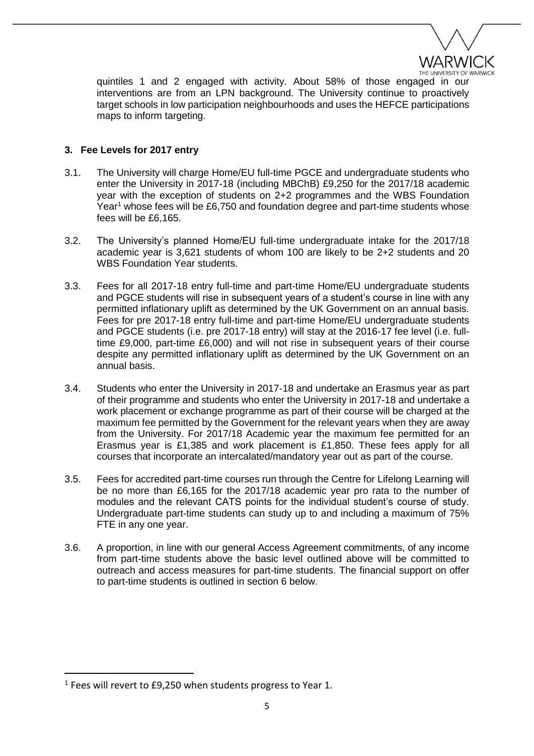quintiles 1 and 2 engaged with activity. About 58% of those engaged in our interventions are from an LPN background. The University continue to proactively target schools in low participation neighbourhoods and uses the HEFCE participations maps to inform targeting.

## 3. Fee Levels for 2017 entry

3.1. The University will charge Home/EU full-time PGCE and undergraduate students who enter the University in 2017-18 (including MBChB) £9,250 for the 2017/18 academic year with the exception of students on 2+2 programmes and the WBS Foundation Year[1] whose fees will be £6,750 and foundation degree and part-time students whose fees will be £6,165.

3.2. The University's planned Home/EU full-time undergraduate intake for the 2017/18 academic year is 3,621 students of whom 100 are likely to be 2+2 students and 20 WBS Foundation Year students.

3.3. Fees for all 2017-18 entry full-time and part-time Home/EU undergraduate students and PGCE students will rise in subsequent years of a student's course in line with any permitted inflationary uplift as determined by the UK Government on an annual basis. Fees for pre 2017-18 entry full-time and part-time Home/EU undergraduate students and PGCE students (i.e. pre 2017-18 entry) will stay at the 2016-17 fee level (i.e. full-time £9,000, part-time £6,000) and will not rise in subsequent years of their course despite any permitted inflationary uplift as determined by the UK Government on an annual basis.

3.4. Students who enter the University in 2017-18 and undertake an Erasmus year as part of their programme and students who enter the University in 2017-18 and undertake a work placement or exchange programme as part of their course will be charged at the maximum fee permitted by the Government for the relevant years when they are away from the University. For 2017/18 Academic year the maximum fee permitted for an Erasmus year is £1,385 and work placement is £1,850. These fees apply for all courses that incorporate an intercalated/mandatory year out as part of the course.

3.5. Fees for accredited part-time courses run through the Centre for Lifelong Learning will be no more than £6,165 for the 2017/18 academic year pro rata to the number of modules and the relevant CATS points for the individual student's course of study. Undergraduate part-time students can study up to and including a maximum of 75% FTE in any one year.

3.6. A proportion, in line with our general Access Agreement commitments, of any income from part-time students above the basic level outlined above will be committed to outreach and access measures for part-time students. The financial support on offer to part-time students is outlined in section 6 below.

---

[1] Fees will revert to £9,250 when students progress to Year 1.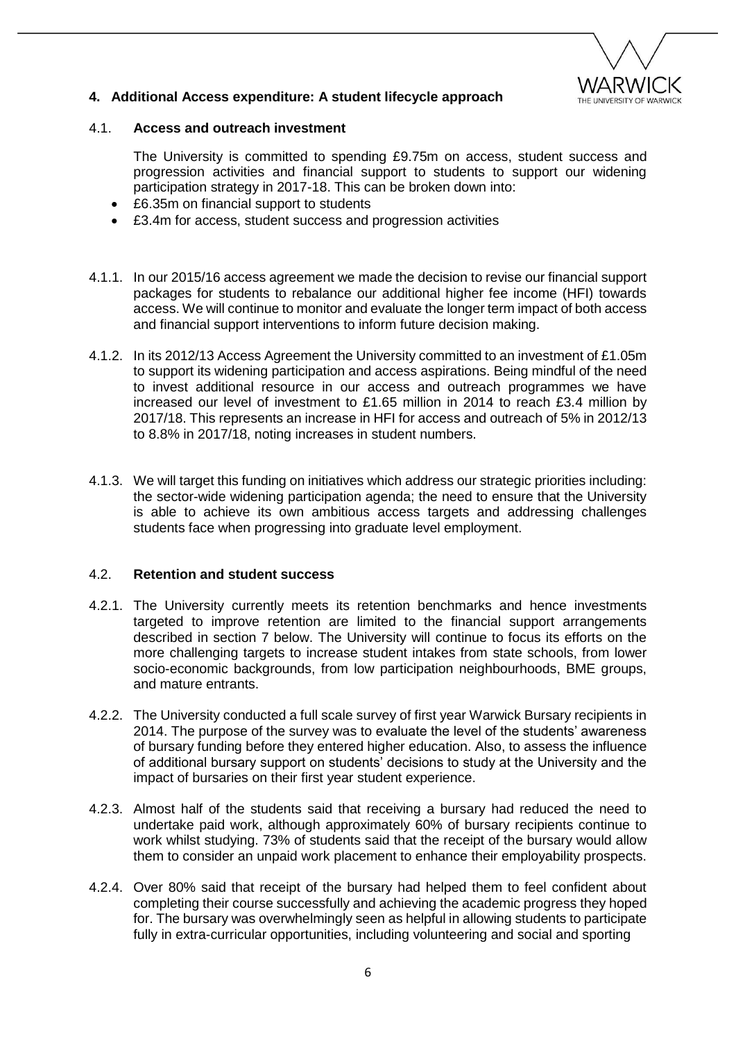## 4. Additional Access expenditure: A student lifecycle approach

### 4.1. Access and outreach investment

The University is committed to spending £9.75m on access, student success and progression activities and financial support to students to support our widening participation strategy in 2017-18. This can be broken down into:

- £6.35m on financial support to students
- £3.4m for access, student success and progression activities

4.1.1. In our 2015/16 access agreement we made the decision to revise our financial support packages for students to rebalance our additional higher fee income (HFI) towards access. We will continue to monitor and evaluate the longer term impact of both access and financial support interventions to inform future decision making.

4.1.2. In its 2012/13 Access Agreement the University committed to an investment of £1.05m to support its widening participation and access aspirations. Being mindful of the need to invest additional resource in our access and outreach programmes we have increased our level of investment to £1.65 million in 2014 to reach £3.4 million by 2017/18. This represents an increase in HFI for access and outreach of 5% in 2012/13 to 8.8% in 2017/18, noting increases in student numbers.

4.1.3. We will target this funding on initiatives which address our strategic priorities including: the sector-wide widening participation agenda; the need to ensure that the University is able to achieve its own ambitious access targets and addressing challenges students face when progressing into graduate level employment.

### 4.2. Retention and student success

4.2.1. The University currently meets its retention benchmarks and hence investments targeted to improve retention are limited to the financial support arrangements described in section 7 below. The University will continue to focus its efforts on the more challenging targets to increase student intakes from state schools, from lower socio-economic backgrounds, from low participation neighbourhoods, BME groups, and mature entrants.

4.2.2. The University conducted a full scale survey of first year Warwick Bursary recipients in 2014. The purpose of the survey was to evaluate the level of the students' awareness of bursary funding before they entered higher education. Also, to assess the influence of additional bursary support on students' decisions to study at the University and the impact of bursaries on their first year student experience.

4.2.3. Almost half of the students said that receiving a bursary had reduced the need to undertake paid work, although approximately 60% of bursary recipients continue to work whilst studying. 73% of students said that the receipt of the bursary would allow them to consider an unpaid work placement to enhance their employability prospects.

4.2.4. Over 80% said that receipt of the bursary had helped them to feel confident about completing their course successfully and achieving the academic progress they hoped for. The bursary was overwhelmingly seen as helpful in allowing students to participate fully in extra-curricular opportunities, including volunteering and social and sporting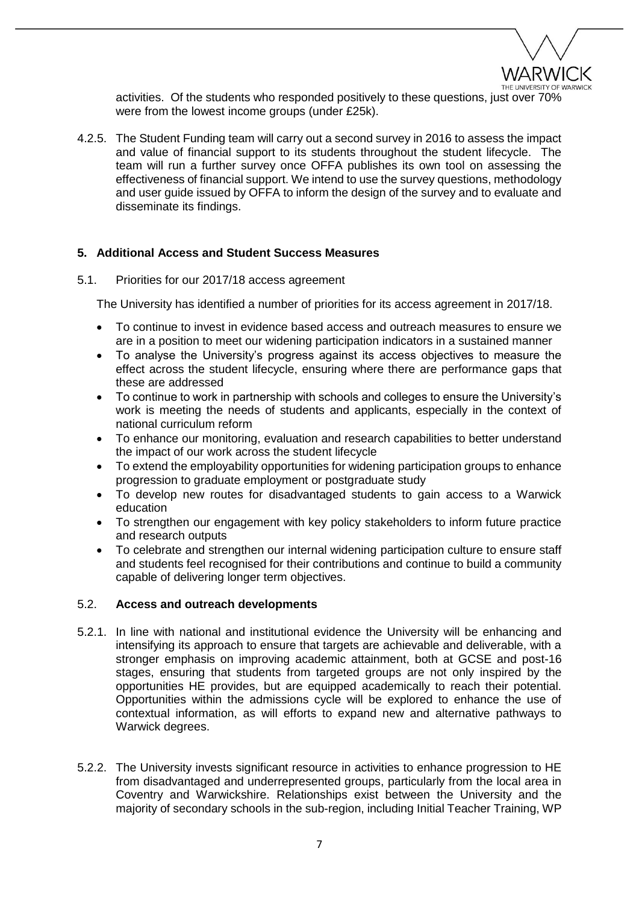activities. Of the students who responded positively to these questions, just over 70% were from the lowest income groups (under £25k).

4.2.5. The Student Funding team will carry out a second survey in 2016 to assess the impact and value of financial support to its students throughout the student lifecycle. The team will run a further survey once OFFA publishes its own tool on assessing the effectiveness of financial support. We intend to use the survey questions, methodology and user guide issued by OFFA to inform the design of the survey and to evaluate and disseminate its findings.

## 5. Additional Access and Student Success Measures

5.1. Priorities for our 2017/18 access agreement

The University has identified a number of priorities for its access agreement in 2017/18.

- To continue to invest in evidence based access and outreach measures to ensure we are in a position to meet our widening participation indicators in a sustained manner
- To analyse the University's progress against its access objectives to measure the effect across the student lifecycle, ensuring where there are performance gaps that these are addressed
- To continue to work in partnership with schools and colleges to ensure the University's work is meeting the needs of students and applicants, especially in the context of national curriculum reform
- To enhance our monitoring, evaluation and research capabilities to better understand the impact of our work across the student lifecycle
- To extend the employability opportunities for widening participation groups to enhance progression to graduate employment or postgraduate study
- To develop new routes for disadvantaged students to gain access to a Warwick education
- To strengthen our engagement with key policy stakeholders to inform future practice and research outputs
- To celebrate and strengthen our internal widening participation culture to ensure staff and students feel recognised for their contributions and continue to build a community capable of delivering longer term objectives.

### 5.2. Access and outreach developments

5.2.1. In line with national and institutional evidence the University will be enhancing and intensifying its approach to ensure that targets are achievable and deliverable, with a stronger emphasis on improving academic attainment, both at GCSE and post-16 stages, ensuring that students from targeted groups are not only inspired by the opportunities HE provides, but are equipped academically to reach their potential. Opportunities within the admissions cycle will be explored to enhance the use of contextual information, as will efforts to expand new and alternative pathways to Warwick degrees.

5.2.2. The University invests significant resource in activities to enhance progression to HE from disadvantaged and underrepresented groups, particularly from the local area in Coventry and Warwickshire. Relationships exist between the University and the majority of secondary schools in the sub-region, including Initial Teacher Training, WP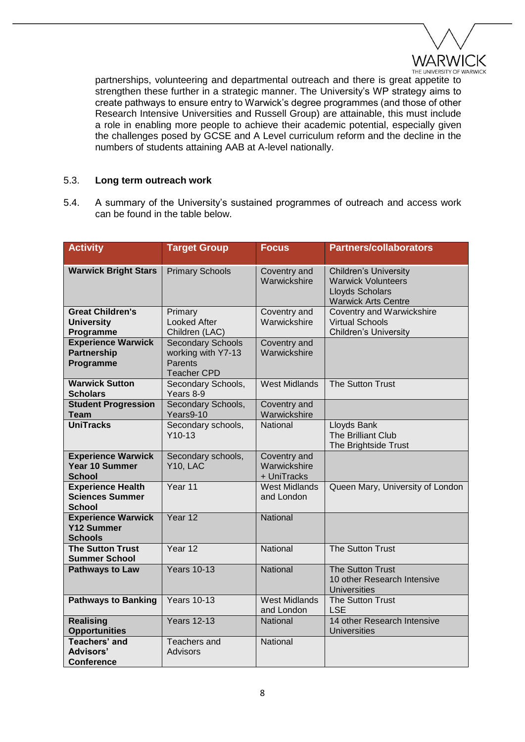partnerships, volunteering and departmental outreach and there is great appetite to strengthen these further in a strategic manner. The University's WP strategy aims to create pathways to ensure entry to Warwick's degree programmes (and those of other Research Intensive Universities and Russell Group) are attainable, this must include a role in enabling more people to achieve their academic potential, especially given the challenges posed by GCSE and A Level curriculum reform and the decline in the numbers of students attaining AAB at A-level nationally.

5.3. **Long term outreach work**

5.4. A summary of the University's sustained programmes of outreach and access work can be found in the table below.

| Activity | Target Group | Focus | Partners/collaborators |
|---|---|---|---|
| **Warwick Bright Stars** | Primary Schools | Coventry and Warwickshire | Children's University<br>Warwick Volunteers<br>Lloyds Scholars<br>Warwick Arts Centre |
| **Great Children's University Programme** | Primary<br>Looked After Children (LAC) | Coventry and Warwickshire | Coventry and Warwickshire Virtual Schools<br>Children's University |
| **Experience Warwick Partnership Programme** | Secondary Schools working with Y7-13<br>Parents<br>Teacher CPD | Coventry and Warwickshire | |
| **Warwick Sutton Scholars** | Secondary Schools, Years 8-9 | West Midlands | The Sutton Trust |
| **Student Progression Team** | Secondary Schools, Years9-10 | Coventry and Warwickshire | |
| **UniTracks** | Secondary schools, Y10-13 | National | Lloyds Bank<br>The Brilliant Club<br>The Brightside Trust |
| **Experience Warwick Year 10 Summer School** | Secondary schools, Y10, LAC | Coventry and Warwickshire + UniTracks | |
| **Experience Health Sciences Summer School** | Year 11 | West Midlands and London | Queen Mary, University of London |
| **Experience Warwick Y12 Summer Schools** | Year 12 | National | |
| **The Sutton Trust Summer School** | Year 12 | National | The Sutton Trust |
| **Pathways to Law** | Years 10-13 | National | The Sutton Trust<br>10 other Research Intensive Universities |
| **Pathways to Banking** | Years 10-13 | West Midlands and London | The Sutton Trust<br>LSE |
| **Realising Opportunities** | Years 12-13 | National | 14 other Research Intensive Universities |
| **Teachers' and Advisors' Conference** | Teachers and Advisors | National | |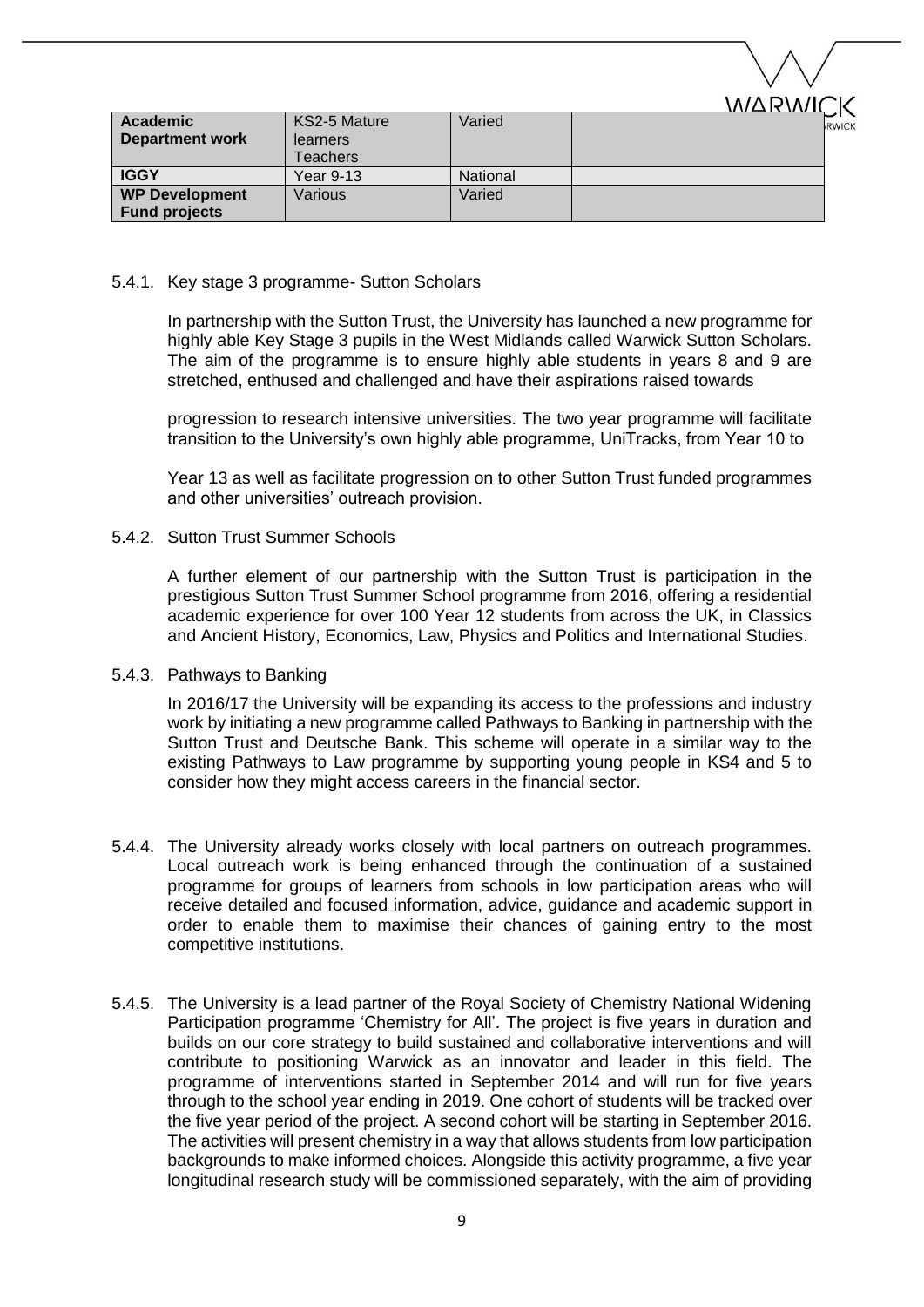| Academic Department work | KS2-5 Mature learners Teachers | Varied | |
|---|---|---|---|
| IGGY | Year 9-13 | National | |
| WP Development Fund projects | Various | Varied | |

5.4.1. Key stage 3 programme- Sutton Scholars

In partnership with the Sutton Trust, the University has launched a new programme for highly able Key Stage 3 pupils in the West Midlands called Warwick Sutton Scholars. The aim of the programme is to ensure highly able students in years 8 and 9 are stretched, enthused and challenged and have their aspirations raised towards

progression to research intensive universities. The two year programme will facilitate transition to the University's own highly able programme, UniTracks, from Year 10 to

Year 13 as well as facilitate progression on to other Sutton Trust funded programmes and other universities' outreach provision.

5.4.2. Sutton Trust Summer Schools

A further element of our partnership with the Sutton Trust is participation in the prestigious Sutton Trust Summer School programme from 2016, offering a residential academic experience for over 100 Year 12 students from across the UK, in Classics and Ancient History, Economics, Law, Physics and Politics and International Studies.

5.4.3. Pathways to Banking

In 2016/17 the University will be expanding its access to the professions and industry work by initiating a new programme called Pathways to Banking in partnership with the Sutton Trust and Deutsche Bank. This scheme will operate in a similar way to the existing Pathways to Law programme by supporting young people in KS4 and 5 to consider how they might access careers in the financial sector.

5.4.4. The University already works closely with local partners on outreach programmes. Local outreach work is being enhanced through the continuation of a sustained programme for groups of learners from schools in low participation areas who will receive detailed and focused information, advice, guidance and academic support in order to enable them to maximise their chances of gaining entry to the most competitive institutions.

5.4.5. The University is a lead partner of the Royal Society of Chemistry National Widening Participation programme 'Chemistry for All'. The project is five years in duration and builds on our core strategy to build sustained and collaborative interventions and will contribute to positioning Warwick as an innovator and leader in this field. The programme of interventions started in September 2014 and will run for five years through to the school year ending in 2019. One cohort of students will be tracked over the five year period of the project. A second cohort will be starting in September 2016. The activities will present chemistry in a way that allows students from low participation backgrounds to make informed choices. Alongside this activity programme, a five year longitudinal research study will be commissioned separately, with the aim of providing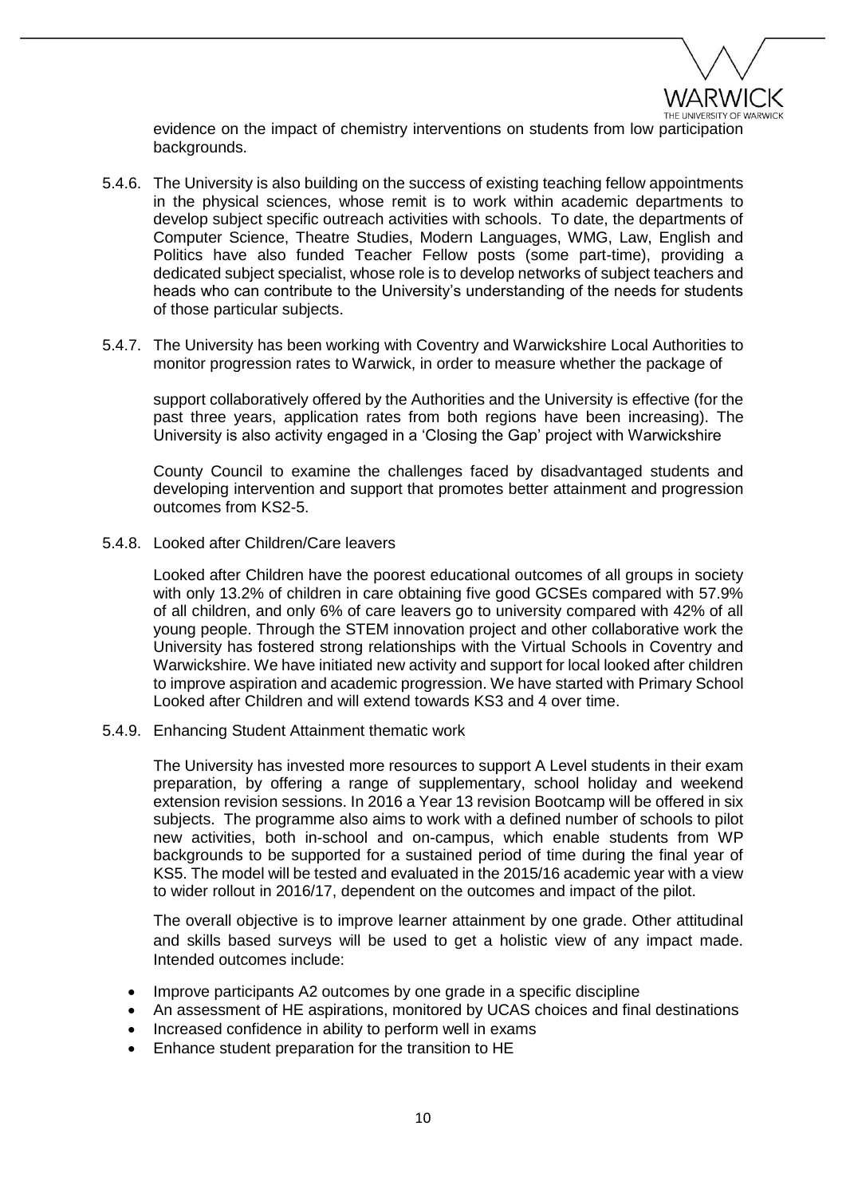evidence on the impact of chemistry interventions on students from low participation backgrounds.

5.4.6. The University is also building on the success of existing teaching fellow appointments in the physical sciences, whose remit is to work within academic departments to develop subject specific outreach activities with schools. To date, the departments of Computer Science, Theatre Studies, Modern Languages, WMG, Law, English and Politics have also funded Teacher Fellow posts (some part-time), providing a dedicated subject specialist, whose role is to develop networks of subject teachers and heads who can contribute to the University's understanding of the needs for students of those particular subjects.

5.4.7. The University has been working with Coventry and Warwickshire Local Authorities to monitor progression rates to Warwick, in order to measure whether the package of

support collaboratively offered by the Authorities and the University is effective (for the past three years, application rates from both regions have been increasing). The University is also activity engaged in a 'Closing the Gap' project with Warwickshire

County Council to examine the challenges faced by disadvantaged students and developing intervention and support that promotes better attainment and progression outcomes from KS2-5.

5.4.8. Looked after Children/Care leavers

Looked after Children have the poorest educational outcomes of all groups in society with only 13.2% of children in care obtaining five good GCSEs compared with 57.9% of all children, and only 6% of care leavers go to university compared with 42% of all young people. Through the STEM innovation project and other collaborative work the University has fostered strong relationships with the Virtual Schools in Coventry and Warwickshire. We have initiated new activity and support for local looked after children to improve aspiration and academic progression. We have started with Primary School Looked after Children and will extend towards KS3 and 4 over time.

5.4.9. Enhancing Student Attainment thematic work

The University has invested more resources to support A Level students in their exam preparation, by offering a range of supplementary, school holiday and weekend extension revision sessions. In 2016 a Year 13 revision Bootcamp will be offered in six subjects. The programme also aims to work with a defined number of schools to pilot new activities, both in-school and on-campus, which enable students from WP backgrounds to be supported for a sustained period of time during the final year of KS5. The model will be tested and evaluated in the 2015/16 academic year with a view to wider rollout in 2016/17, dependent on the outcomes and impact of the pilot.

The overall objective is to improve learner attainment by one grade. Other attitudinal and skills based surveys will be used to get a holistic view of any impact made. Intended outcomes include:

- Improve participants A2 outcomes by one grade in a specific discipline
- An assessment of HE aspirations, monitored by UCAS choices and final destinations
- Increased confidence in ability to perform well in exams
- Enhance student preparation for the transition to HE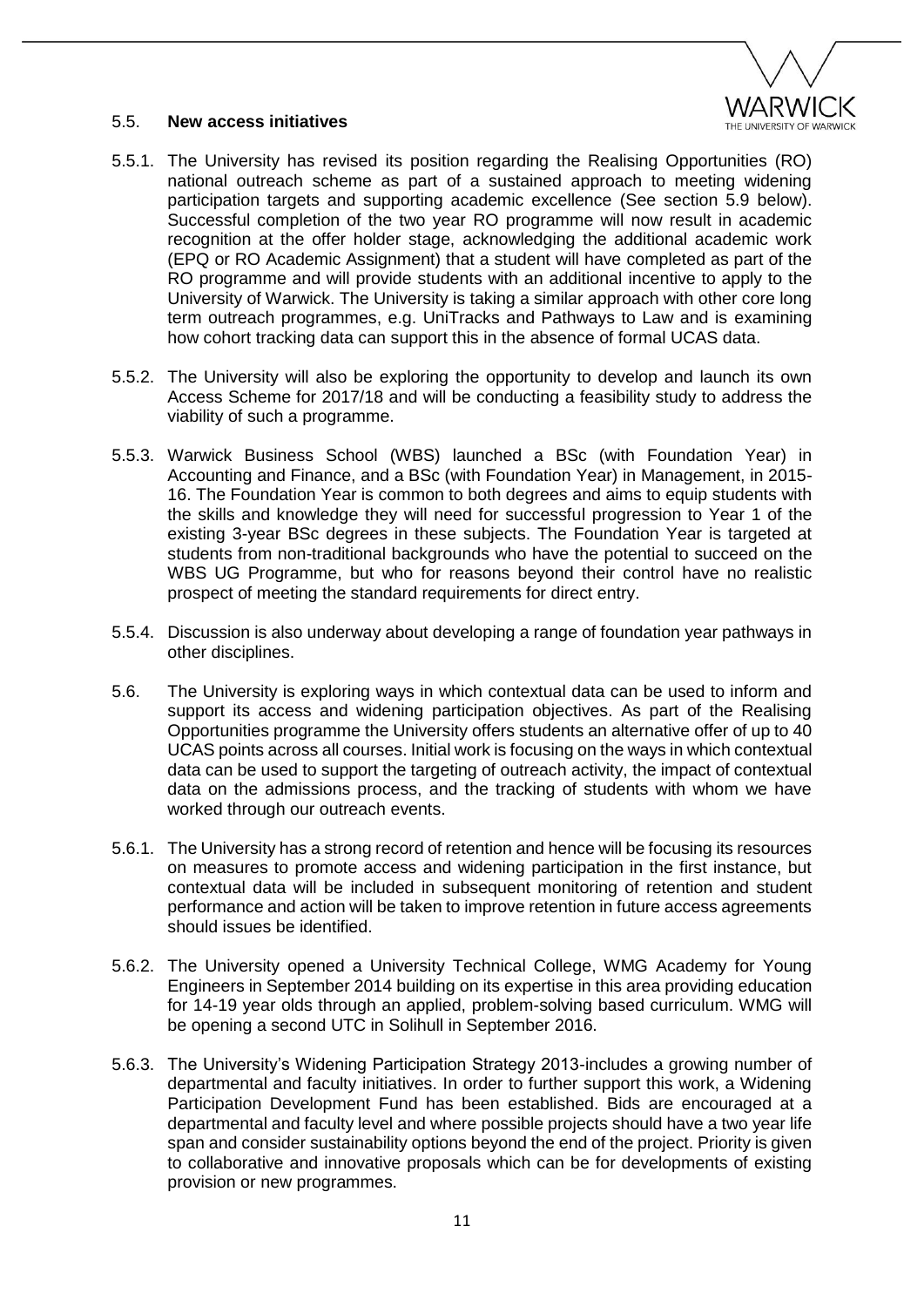### 5.5. **New access initiatives**

5.5.1. The University has revised its position regarding the Realising Opportunities (RO) national outreach scheme as part of a sustained approach to meeting widening participation targets and supporting academic excellence (See section 5.9 below). Successful completion of the two year RO programme will now result in academic recognition at the offer holder stage, acknowledging the additional academic work (EPQ or RO Academic Assignment) that a student will have completed as part of the RO programme and will provide students with an additional incentive to apply to the University of Warwick. The University is taking a similar approach with other core long term outreach programmes, e.g. UniTracks and Pathways to Law and is examining how cohort tracking data can support this in the absence of formal UCAS data.

5.5.2. The University will also be exploring the opportunity to develop and launch its own Access Scheme for 2017/18 and will be conducting a feasibility study to address the viability of such a programme.

5.5.3. Warwick Business School (WBS) launched a BSc (with Foundation Year) in Accounting and Finance, and a BSc (with Foundation Year) in Management, in 2015-16. The Foundation Year is common to both degrees and aims to equip students with the skills and knowledge they will need for successful progression to Year 1 of the existing 3-year BSc degrees in these subjects. The Foundation Year is targeted at students from non-traditional backgrounds who have the potential to succeed on the WBS UG Programme, but who for reasons beyond their control have no realistic prospect of meeting the standard requirements for direct entry.

5.5.4. Discussion is also underway about developing a range of foundation year pathways in other disciplines.

5.6. The University is exploring ways in which contextual data can be used to inform and support its access and widening participation objectives. As part of the Realising Opportunities programme the University offers students an alternative offer of up to 40 UCAS points across all courses. Initial work is focusing on the ways in which contextual data can be used to support the targeting of outreach activity, the impact of contextual data on the admissions process, and the tracking of students with whom we have worked through our outreach events.

5.6.1. The University has a strong record of retention and hence will be focusing its resources on measures to promote access and widening participation in the first instance, but contextual data will be included in subsequent monitoring of retention and student performance and action will be taken to improve retention in future access agreements should issues be identified.

5.6.2. The University opened a University Technical College, WMG Academy for Young Engineers in September 2014 building on its expertise in this area providing education for 14-19 year olds through an applied, problem-solving based curriculum. WMG will be opening a second UTC in Solihull in September 2016.

5.6.3. The University's Widening Participation Strategy 2013-includes a growing number of departmental and faculty initiatives. In order to further support this work, a Widening Participation Development Fund has been established. Bids are encouraged at a departmental and faculty level and where possible projects should have a two year life span and consider sustainability options beyond the end of the project. Priority is given to collaborative and innovative proposals which can be for developments of existing provision or new programmes.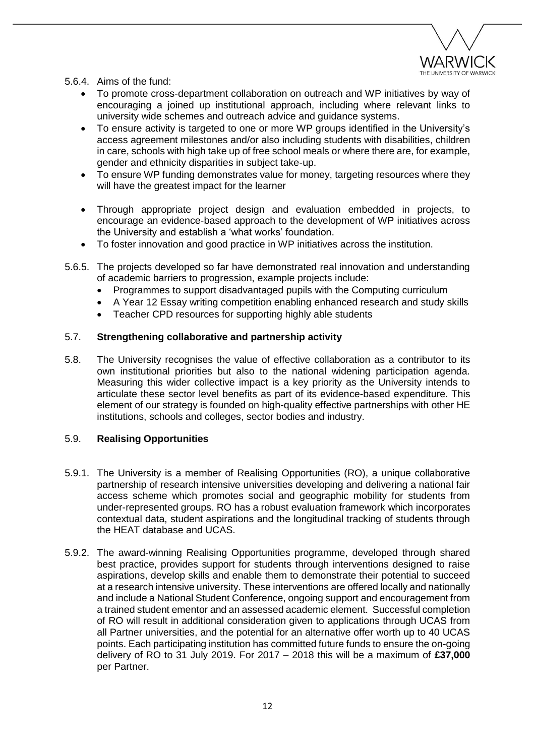5.6.4. Aims of the fund:

- To promote cross-department collaboration on outreach and WP initiatives by way of encouraging a joined up institutional approach, including where relevant links to university wide schemes and outreach advice and guidance systems.
- To ensure activity is targeted to one or more WP groups identified in the University's access agreement milestones and/or also including students with disabilities, children in care, schools with high take up of free school meals or where there are, for example, gender and ethnicity disparities in subject take-up.
- To ensure WP funding demonstrates value for money, targeting resources where they will have the greatest impact for the learner
- Through appropriate project design and evaluation embedded in projects, to encourage an evidence-based approach to the development of WP initiatives across the University and establish a 'what works' foundation.
- To foster innovation and good practice in WP initiatives across the institution.

5.6.5. The projects developed so far have demonstrated real innovation and understanding of academic barriers to progression, example projects include:

- Programmes to support disadvantaged pupils with the Computing curriculum
- A Year 12 Essay writing competition enabling enhanced research and study skills
- Teacher CPD resources for supporting highly able students

5.7. **Strengthening collaborative and partnership activity**

5.8. The University recognises the value of effective collaboration as a contributor to its own institutional priorities but also to the national widening participation agenda. Measuring this wider collective impact is a key priority as the University intends to articulate these sector level benefits as part of its evidence-based expenditure. This element of our strategy is founded on high-quality effective partnerships with other HE institutions, schools and colleges, sector bodies and industry.

5.9. **Realising Opportunities**

5.9.1. The University is a member of Realising Opportunities (RO), a unique collaborative partnership of research intensive universities developing and delivering a national fair access scheme which promotes social and geographic mobility for students from under-represented groups. RO has a robust evaluation framework which incorporates contextual data, student aspirations and the longitudinal tracking of students through the HEAT database and UCAS.

5.9.2. The award-winning Realising Opportunities programme, developed through shared best practice, provides support for students through interventions designed to raise aspirations, develop skills and enable them to demonstrate their potential to succeed at a research intensive university. These interventions are offered locally and nationally and include a National Student Conference, ongoing support and encouragement from a trained student ementor and an assessed academic element. Successful completion of RO will result in additional consideration given to applications through UCAS from all Partner universities, and the potential for an alternative offer worth up to 40 UCAS points. Each participating institution has committed future funds to ensure the on-going delivery of RO to 31 July 2019. For 2017 – 2018 this will be a maximum of **£37,000** per Partner.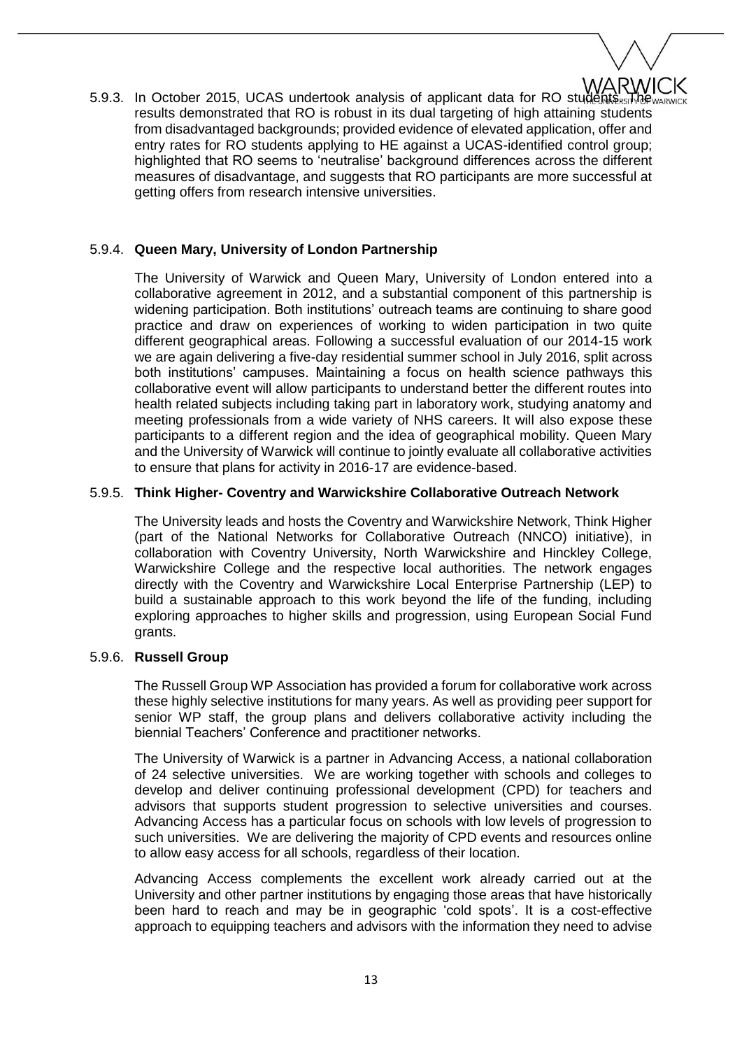5.9.3. In October 2015, UCAS undertook analysis of applicant data for RO students. The results demonstrated that RO is robust in its dual targeting of high attaining students from disadvantaged backgrounds; provided evidence of elevated application, offer and entry rates for RO students applying to HE against a UCAS-identified control group; highlighted that RO seems to 'neutralise' background differences across the different measures of disadvantage, and suggests that RO participants are more successful at getting offers from research intensive universities.

### 5.9.4. **Queen Mary, University of London Partnership**

The University of Warwick and Queen Mary, University of London entered into a collaborative agreement in 2012, and a substantial component of this partnership is widening participation. Both institutions' outreach teams are continuing to share good practice and draw on experiences of working to widen participation in two quite different geographical areas. Following a successful evaluation of our 2014-15 work we are again delivering a five-day residential summer school in July 2016, split across both institutions' campuses. Maintaining a focus on health science pathways this collaborative event will allow participants to understand better the different routes into health related subjects including taking part in laboratory work, studying anatomy and meeting professionals from a wide variety of NHS careers. It will also expose these participants to a different region and the idea of geographical mobility. Queen Mary and the University of Warwick will continue to jointly evaluate all collaborative activities to ensure that plans for activity in 2016-17 are evidence-based.

### 5.9.5. **Think Higher- Coventry and Warwickshire Collaborative Outreach Network**

The University leads and hosts the Coventry and Warwickshire Network, Think Higher (part of the National Networks for Collaborative Outreach (NNCO) initiative), in collaboration with Coventry University, North Warwickshire and Hinckley College, Warwickshire College and the respective local authorities. The network engages directly with the Coventry and Warwickshire Local Enterprise Partnership (LEP) to build a sustainable approach to this work beyond the life of the funding, including exploring approaches to higher skills and progression, using European Social Fund grants.

### 5.9.6. **Russell Group**

The Russell Group WP Association has provided a forum for collaborative work across these highly selective institutions for many years. As well as providing peer support for senior WP staff, the group plans and delivers collaborative activity including the biennial Teachers' Conference and practitioner networks.

The University of Warwick is a partner in Advancing Access, a national collaboration of 24 selective universities. We are working together with schools and colleges to develop and deliver continuing professional development (CPD) for teachers and advisors that supports student progression to selective universities and courses. Advancing Access has a particular focus on schools with low levels of progression to such universities. We are delivering the majority of CPD events and resources online to allow easy access for all schools, regardless of their location.

Advancing Access complements the excellent work already carried out at the University and other partner institutions by engaging those areas that have historically been hard to reach and may be in geographic 'cold spots'. It is a cost-effective approach to equipping teachers and advisors with the information they need to advise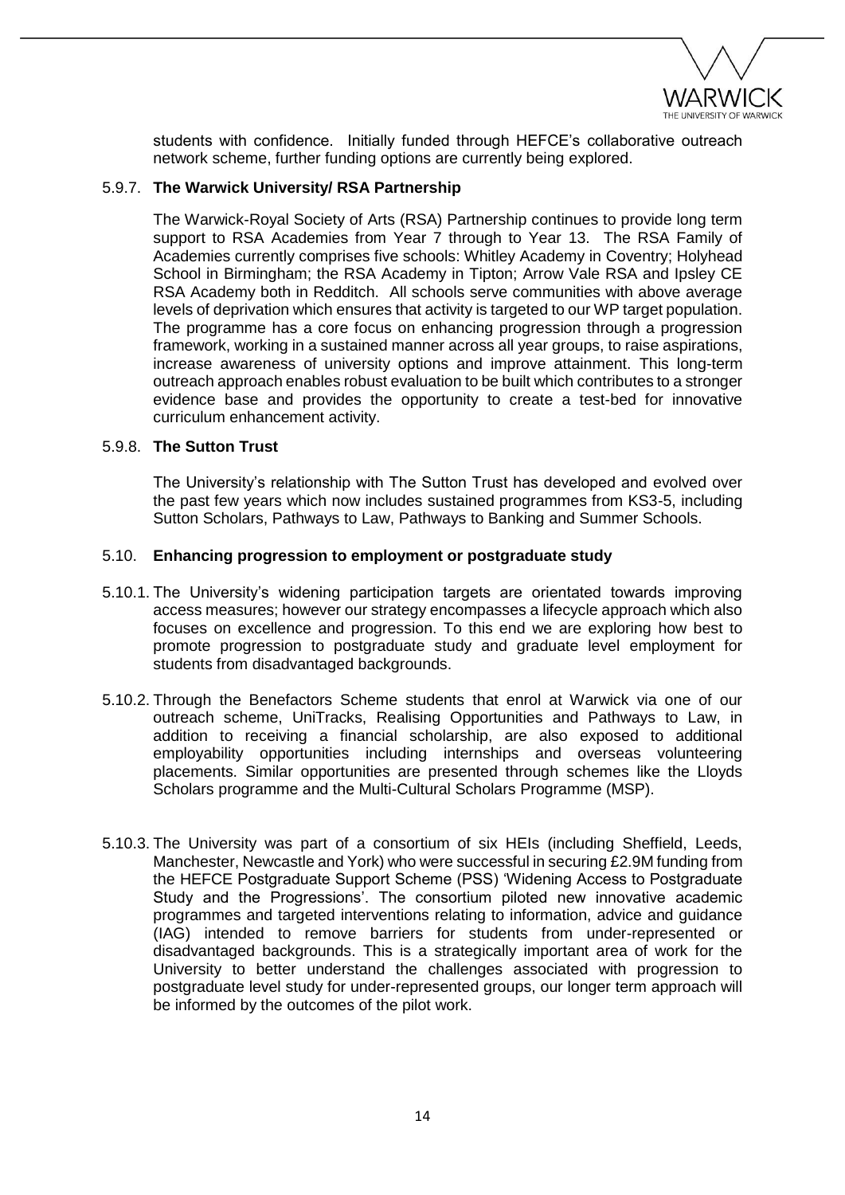students with confidence. Initially funded through HEFCE's collaborative outreach network scheme, further funding options are currently being explored.

#### 5.9.7. **The Warwick University/ RSA Partnership**

The Warwick-Royal Society of Arts (RSA) Partnership continues to provide long term support to RSA Academies from Year 7 through to Year 13. The RSA Family of Academies currently comprises five schools: Whitley Academy in Coventry; Holyhead School in Birmingham; the RSA Academy in Tipton; Arrow Vale RSA and Ipsley CE RSA Academy both in Redditch. All schools serve communities with above average levels of deprivation which ensures that activity is targeted to our WP target population. The programme has a core focus on enhancing progression through a progression framework, working in a sustained manner across all year groups, to raise aspirations, increase awareness of university options and improve attainment. This long-term outreach approach enables robust evaluation to be built which contributes to a stronger evidence base and provides the opportunity to create a test-bed for innovative curriculum enhancement activity.

#### 5.9.8. **The Sutton Trust**

The University's relationship with The Sutton Trust has developed and evolved over the past few years which now includes sustained programmes from KS3-5, including Sutton Scholars, Pathways to Law, Pathways to Banking and Summer Schools.

### 5.10. **Enhancing progression to employment or postgraduate study**

5.10.1. The University's widening participation targets are orientated towards improving access measures; however our strategy encompasses a lifecycle approach which also focuses on excellence and progression. To this end we are exploring how best to promote progression to postgraduate study and graduate level employment for students from disadvantaged backgrounds.

5.10.2. Through the Benefactors Scheme students that enrol at Warwick via one of our outreach scheme, UniTracks, Realising Opportunities and Pathways to Law, in addition to receiving a financial scholarship, are also exposed to additional employability opportunities including internships and overseas volunteering placements. Similar opportunities are presented through schemes like the Lloyds Scholars programme and the Multi-Cultural Scholars Programme (MSP).

5.10.3. The University was part of a consortium of six HEIs (including Sheffield, Leeds, Manchester, Newcastle and York) who were successful in securing £2.9M funding from the HEFCE Postgraduate Support Scheme (PSS) 'Widening Access to Postgraduate Study and the Progressions'. The consortium piloted new innovative academic programmes and targeted interventions relating to information, advice and guidance (IAG) intended to remove barriers for students from under-represented or disadvantaged backgrounds. This is a strategically important area of work for the University to better understand the challenges associated with progression to postgraduate level study for under-represented groups, our longer term approach will be informed by the outcomes of the pilot work.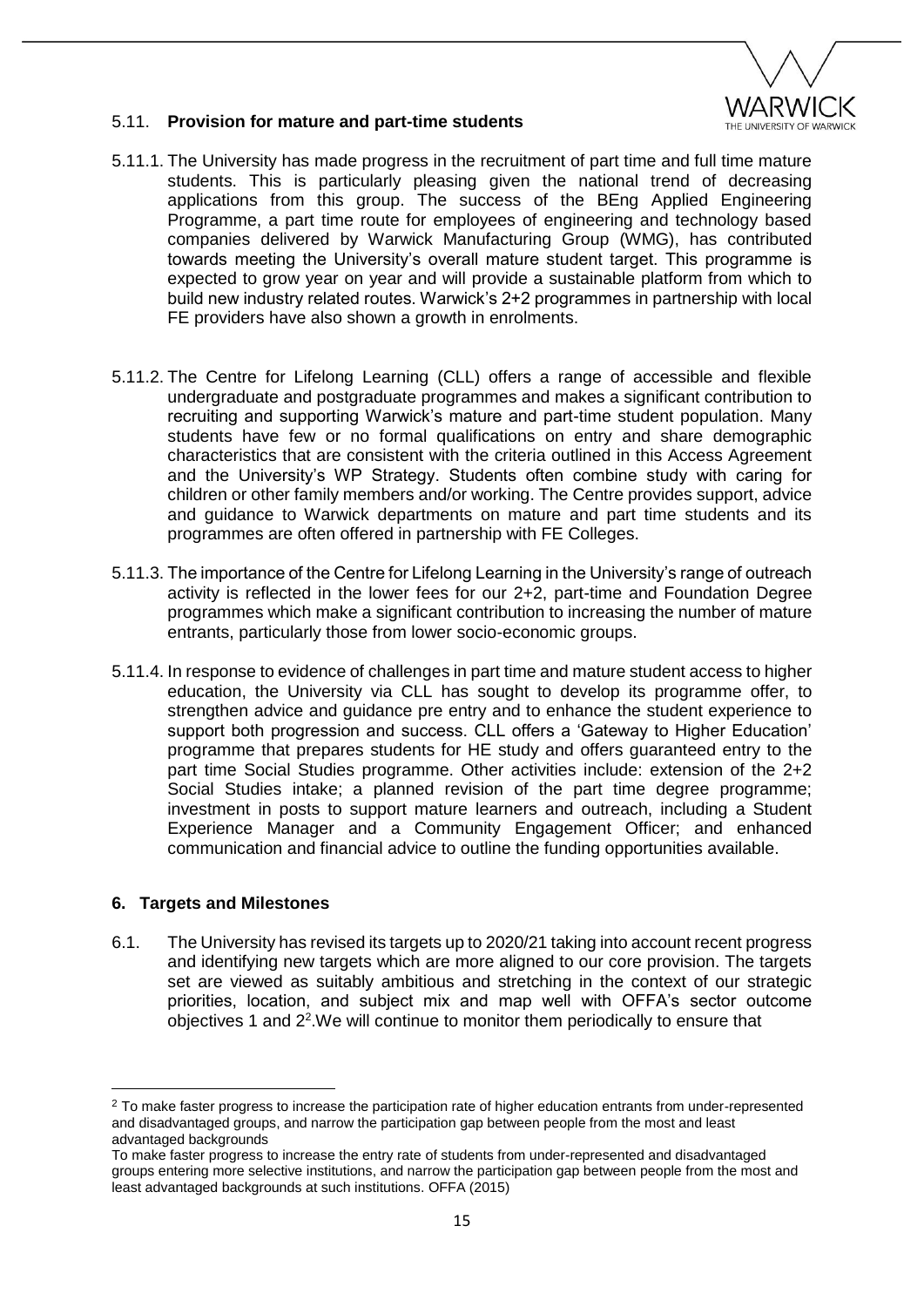### 5.11. **Provision for mature and part-time students**

5.11.1. The University has made progress in the recruitment of part time and full time mature students. This is particularly pleasing given the national trend of decreasing applications from this group. The success of the BEng Applied Engineering Programme, a part time route for employees of engineering and technology based companies delivered by Warwick Manufacturing Group (WMG), has contributed towards meeting the University's overall mature student target. This programme is expected to grow year on year and will provide a sustainable platform from which to build new industry related routes. Warwick's 2+2 programmes in partnership with local FE providers have also shown a growth in enrolments.

5.11.2. The Centre for Lifelong Learning (CLL) offers a range of accessible and flexible undergraduate and postgraduate programmes and makes a significant contribution to recruiting and supporting Warwick's mature and part-time student population. Many students have few or no formal qualifications on entry and share demographic characteristics that are consistent with the criteria outlined in this Access Agreement and the University's WP Strategy. Students often combine study with caring for children or other family members and/or working. The Centre provides support, advice and guidance to Warwick departments on mature and part time students and its programmes are often offered in partnership with FE Colleges.

5.11.3. The importance of the Centre for Lifelong Learning in the University's range of outreach activity is reflected in the lower fees for our 2+2, part-time and Foundation Degree programmes which make a significant contribution to increasing the number of mature entrants, particularly those from lower socio-economic groups.

5.11.4. In response to evidence of challenges in part time and mature student access to higher education, the University via CLL has sought to develop its programme offer, to strengthen advice and guidance pre entry and to enhance the student experience to support both progression and success. CLL offers a 'Gateway to Higher Education' programme that prepares students for HE study and offers guaranteed entry to the part time Social Studies programme. Other activities include: extension of the 2+2 Social Studies intake; a planned revision of the part time degree programme; investment in posts to support mature learners and outreach, including a Student Experience Manager and a Community Engagement Officer; and enhanced communication and financial advice to outline the funding opportunities available.

## 6. **Targets and Milestones**

6.1. The University has revised its targets up to 2020/21 taking into account recent progress and identifying new targets which are more aligned to our core provision. The targets set are viewed as suitably ambitious and stretching in the context of our strategic priorities, location, and subject mix and map well with OFFA's sector outcome objectives 1 and 2[2].We will continue to monitor them periodically to ensure that

---

[2] To make faster progress to increase the participation rate of higher education entrants from under-represented and disadvantaged groups, and narrow the participation gap between people from the most and least advantaged backgrounds

To make faster progress to increase the entry rate of students from under-represented and disadvantaged groups entering more selective institutions, and narrow the participation gap between people from the most and least advantaged backgrounds at such institutions. OFFA (2015)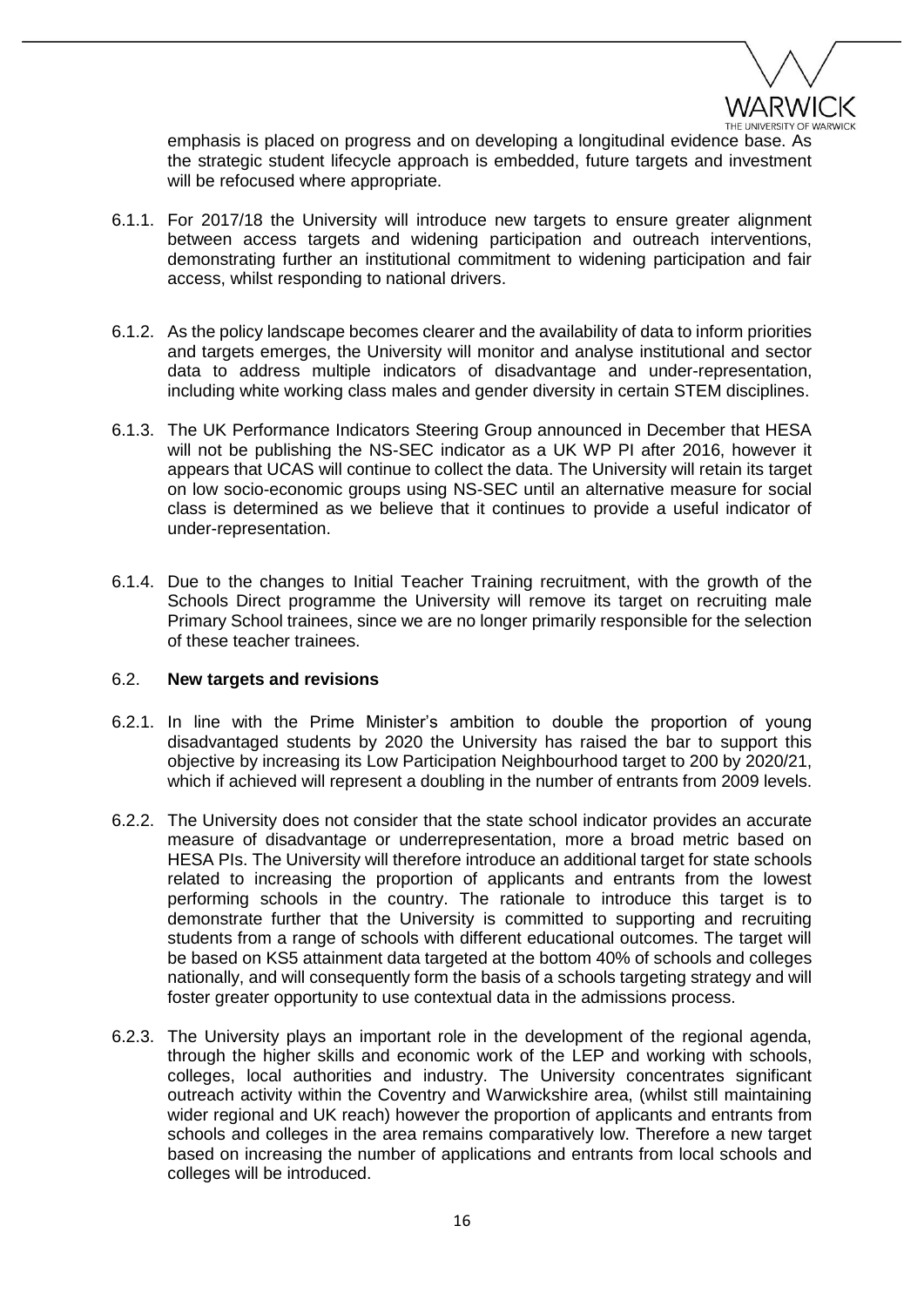emphasis is placed on progress and on developing a longitudinal evidence base. As the strategic student lifecycle approach is embedded, future targets and investment will be refocused where appropriate.

6.1.1. For 2017/18 the University will introduce new targets to ensure greater alignment between access targets and widening participation and outreach interventions, demonstrating further an institutional commitment to widening participation and fair access, whilst responding to national drivers.

6.1.2. As the policy landscape becomes clearer and the availability of data to inform priorities and targets emerges, the University will monitor and analyse institutional and sector data to address multiple indicators of disadvantage and under-representation, including white working class males and gender diversity in certain STEM disciplines.

6.1.3. The UK Performance Indicators Steering Group announced in December that HESA will not be publishing the NS-SEC indicator as a UK WP PI after 2016, however it appears that UCAS will continue to collect the data. The University will retain its target on low socio-economic groups using NS-SEC until an alternative measure for social class is determined as we believe that it continues to provide a useful indicator of under-representation.

6.1.4. Due to the changes to Initial Teacher Training recruitment, with the growth of the Schools Direct programme the University will remove its target on recruiting male Primary School trainees, since we are no longer primarily responsible for the selection of these teacher trainees.

### 6.2. New targets and revisions

6.2.1. In line with the Prime Minister's ambition to double the proportion of young disadvantaged students by 2020 the University has raised the bar to support this objective by increasing its Low Participation Neighbourhood target to 200 by 2020/21, which if achieved will represent a doubling in the number of entrants from 2009 levels.

6.2.2. The University does not consider that the state school indicator provides an accurate measure of disadvantage or underrepresentation, more a broad metric based on HESA PIs. The University will therefore introduce an additional target for state schools related to increasing the proportion of applicants and entrants from the lowest performing schools in the country. The rationale to introduce this target is to demonstrate further that the University is committed to supporting and recruiting students from a range of schools with different educational outcomes. The target will be based on KS5 attainment data targeted at the bottom 40% of schools and colleges nationally, and will consequently form the basis of a schools targeting strategy and will foster greater opportunity to use contextual data in the admissions process.

6.2.3. The University plays an important role in the development of the regional agenda, through the higher skills and economic work of the LEP and working with schools, colleges, local authorities and industry. The University concentrates significant outreach activity within the Coventry and Warwickshire area, (whilst still maintaining wider regional and UK reach) however the proportion of applicants and entrants from schools and colleges in the area remains comparatively low. Therefore a new target based on increasing the number of applications and entrants from local schools and colleges will be introduced.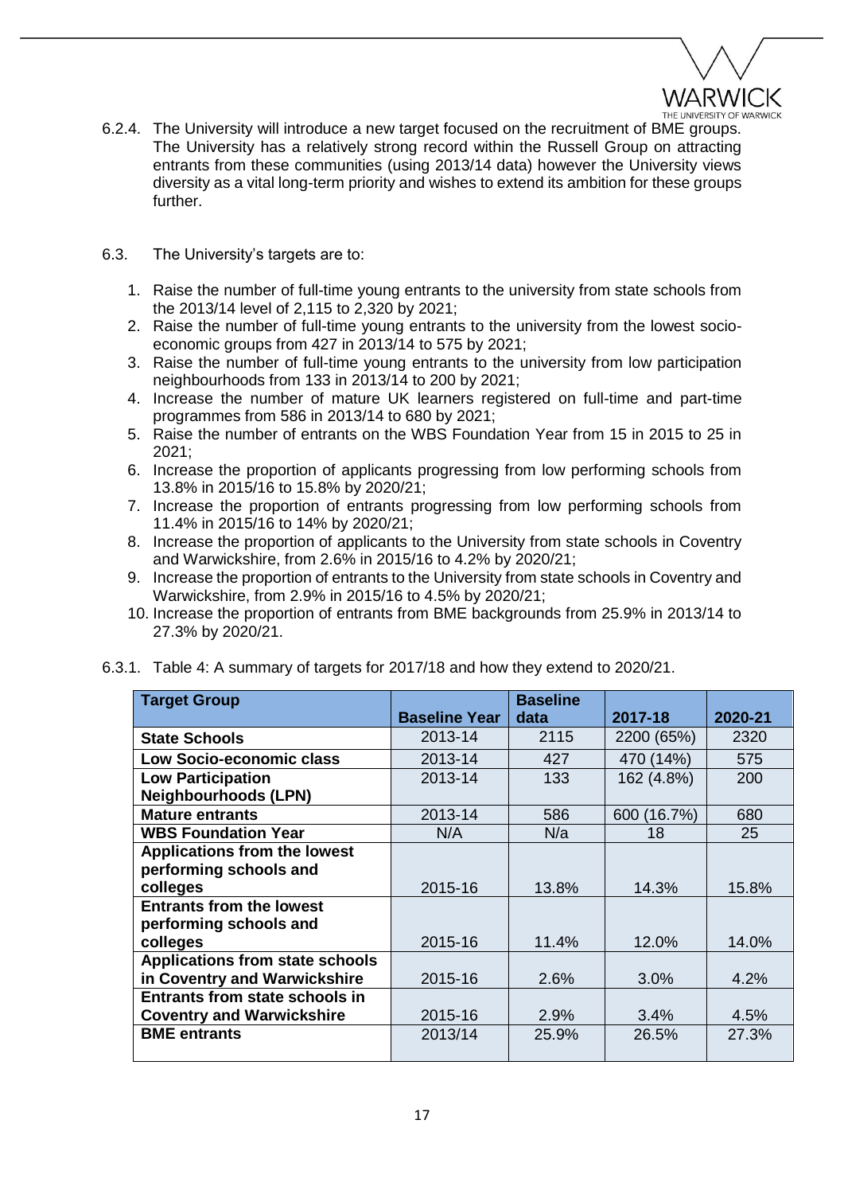6.2.4. The University will introduce a new target focused on the recruitment of BME groups. The University has a relatively strong record within the Russell Group on attracting entrants from these communities (using 2013/14 data) however the University views diversity as a vital long-term priority and wishes to extend its ambition for these groups further.

6.3. The University's targets are to:

1. Raise the number of full-time young entrants to the university from state schools from the 2013/14 level of 2,115 to 2,320 by 2021;
2. Raise the number of full-time young entrants to the university from the lowest socio-economic groups from 427 in 2013/14 to 575 by 2021;
3. Raise the number of full-time young entrants to the university from low participation neighbourhoods from 133 in 2013/14 to 200 by 2021;
4. Increase the number of mature UK learners registered on full-time and part-time programmes from 586 in 2013/14 to 680 by 2021;
5. Raise the number of entrants on the WBS Foundation Year from 15 in 2015 to 25 in 2021;
6. Increase the proportion of applicants progressing from low performing schools from 13.8% in 2015/16 to 15.8% by 2020/21;
7. Increase the proportion of entrants progressing from low performing schools from 11.4% in 2015/16 to 14% by 2020/21;
8. Increase the proportion of applicants to the University from state schools in Coventry and Warwickshire, from 2.6% in 2015/16 to 4.2% by 2020/21;
9. Increase the proportion of entrants to the University from state schools in Coventry and Warwickshire, from 2.9% in 2015/16 to 4.5% by 2020/21;
10. Increase the proportion of entrants from BME backgrounds from 25.9% in 2013/14 to 27.3% by 2020/21.

6.3.1. Table 4: A summary of targets for 2017/18 and how they extend to 2020/21.

| Target Group | Baseline Year | Baseline data | 2017-18 | 2020-21 |
|---|---|---|---|---|
| **State Schools** | 2013-14 | 2115 | 2200 (65%) | 2320 |
| **Low Socio-economic class** | 2013-14 | 427 | 470 (14%) | 575 |
| **Low Participation Neighbourhoods (LPN)** | 2013-14 | 133 | 162 (4.8%) | 200 |
| **Mature entrants** | 2013-14 | 586 | 600 (16.7%) | 680 |
| **WBS Foundation Year** | N/A | N/a | 18 | 25 |
| **Applications from the lowest performing schools and colleges** | 2015-16 | 13.8% | 14.3% | 15.8% |
| **Entrants from the lowest performing schools and colleges** | 2015-16 | 11.4% | 12.0% | 14.0% |
| **Applications from state schools in Coventry and Warwickshire** | 2015-16 | 2.6% | 3.0% | 4.2% |
| **Entrants from state schools in Coventry and Warwickshire** | 2015-16 | 2.9% | 3.4% | 4.5% |
| **BME entrants** | 2013/14 | 25.9% | 26.5% | 27.3% |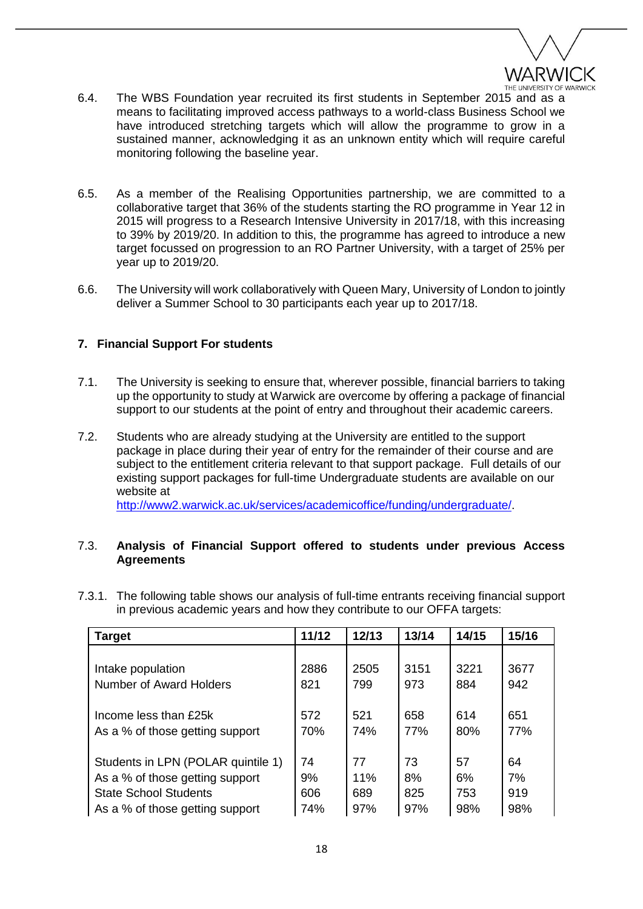6.4. The WBS Foundation year recruited its first students in September 2015 and as a means to facilitating improved access pathways to a world-class Business School we have introduced stretching targets which will allow the programme to grow in a sustained manner, acknowledging it as an unknown entity which will require careful monitoring following the baseline year.

6.5. As a member of the Realising Opportunities partnership, we are committed to a collaborative target that 36% of the students starting the RO programme in Year 12 in 2015 will progress to a Research Intensive University in 2017/18, with this increasing to 39% by 2019/20. In addition to this, the programme has agreed to introduce a new target focussed on progression to an RO Partner University, with a target of 25% per year up to 2019/20.

6.6. The University will work collaboratively with Queen Mary, University of London to jointly deliver a Summer School to 30 participants each year up to 2017/18.

## 7. Financial Support For students

7.1. The University is seeking to ensure that, wherever possible, financial barriers to taking up the opportunity to study at Warwick are overcome by offering a package of financial support to our students at the point of entry and throughout their academic careers.

7.2. Students who are already studying at the University are entitled to the support package in place during their year of entry for the remainder of their course and are subject to the entitlement criteria relevant to that support package. Full details of our existing support packages for full-time Undergraduate students are available on our website at http://www2.warwick.ac.uk/services/academicoffice/funding/undergraduate/.

### 7.3. Analysis of Financial Support offered to students under previous Access Agreements

7.3.1. The following table shows our analysis of full-time entrants receiving financial support in previous academic years and how they contribute to our OFFA targets:

| Target | 11/12 | 12/13 | 13/14 | 14/15 | 15/16 |
|---|---|---|---|---|---|
| Intake population | 2886 | 2505 | 3151 | 3221 | 3677 |
| Number of Award Holders | 821 | 799 | 973 | 884 | 942 |
| Income less than £25k | 572 | 521 | 658 | 614 | 651 |
| As a % of those getting support | 70% | 74% | 77% | 80% | 77% |
| Students in LPN (POLAR quintile 1) | 74 | 77 | 73 | 57 | 64 |
| As a % of those getting support | 9% | 11% | 8% | 6% | 7% |
| State School Students | 606 | 689 | 825 | 753 | 919 |
| As a % of those getting support | 74% | 97% | 97% | 98% | 98% |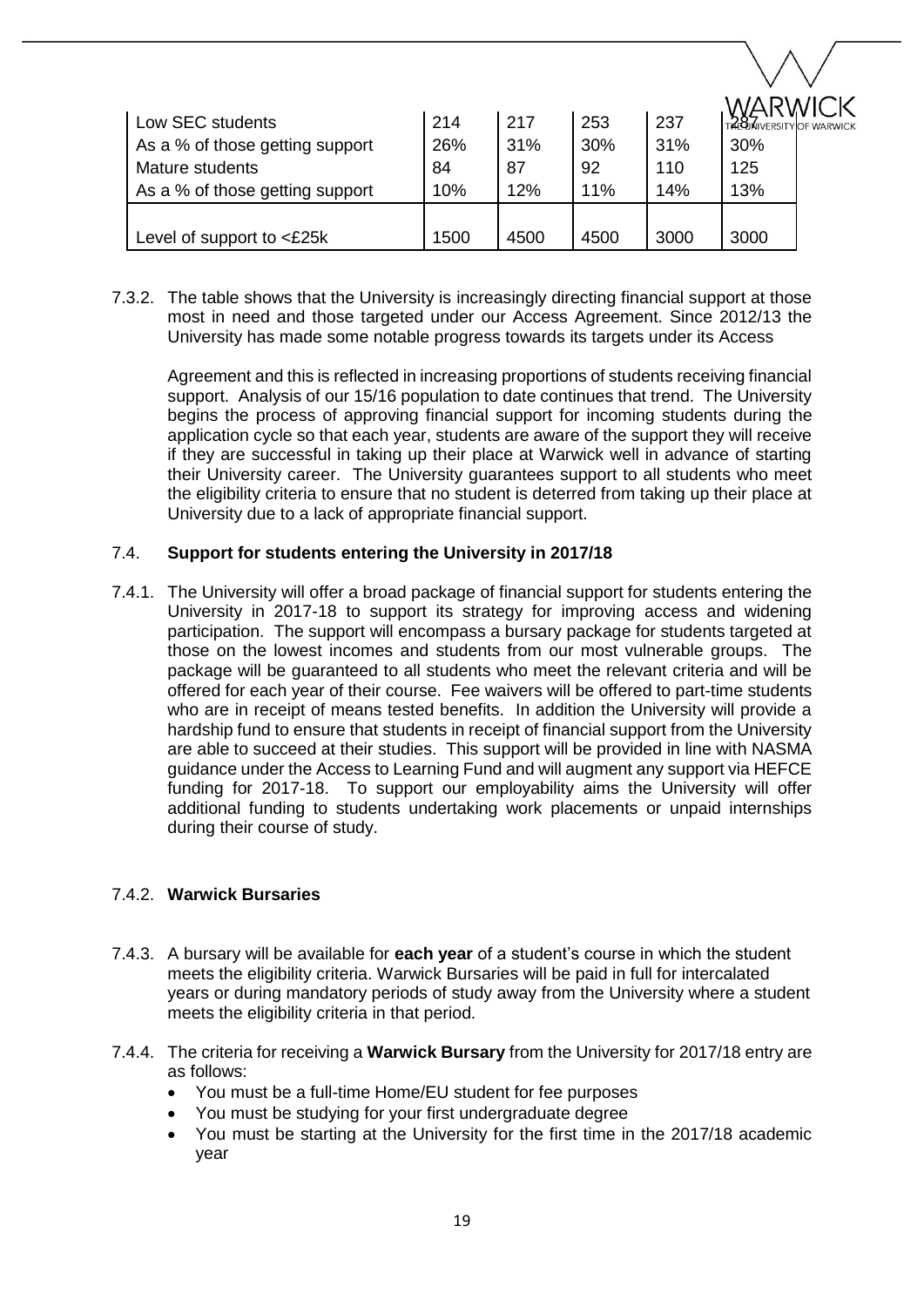| Low SEC students | 214 | 217 | 253 | 237 | 287 |
|---|---|---|---|---|---|
| As a % of those getting support | 26% | 31% | 30% | 31% | 30% |
| Mature students | 84 | 87 | 92 | 110 | 125 |
| As a % of those getting support | 10% | 12% | 11% | 14% | 13% |
| Level of support to <£25k | 1500 | 4500 | 4500 | 3000 | 3000 |

7.3.2. The table shows that the University is increasingly directing financial support at those most in need and those targeted under our Access Agreement. Since 2012/13 the University has made some notable progress towards its targets under its Access

Agreement and this is reflected in increasing proportions of students receiving financial support. Analysis of our 15/16 population to date continues that trend. The University begins the process of approving financial support for incoming students during the application cycle so that each year, students are aware of the support they will receive if they are successful in taking up their place at Warwick well in advance of starting their University career. The University guarantees support to all students who meet the eligibility criteria to ensure that no student is deterred from taking up their place at University due to a lack of appropriate financial support.

### 7.4. **Support for students entering the University in 2017/18**

7.4.1. The University will offer a broad package of financial support for students entering the University in 2017-18 to support its strategy for improving access and widening participation. The support will encompass a bursary package for students targeted at those on the lowest incomes and students from our most vulnerable groups. The package will be guaranteed to all students who meet the relevant criteria and will be offered for each year of their course. Fee waivers will be offered to part-time students who are in receipt of means tested benefits. In addition the University will provide a hardship fund to ensure that students in receipt of financial support from the University are able to succeed at their studies. This support will be provided in line with NASMA guidance under the Access to Learning Fund and will augment any support via HEFCE funding for 2017-18. To support our employability aims the University will offer additional funding to students undertaking work placements or unpaid internships during their course of study.

### 7.4.2. **Warwick Bursaries**

7.4.3. A bursary will be available for **each year** of a student's course in which the student meets the eligibility criteria. Warwick Bursaries will be paid in full for intercalated years or during mandatory periods of study away from the University where a student meets the eligibility criteria in that period.

7.4.4. The criteria for receiving a **Warwick Bursary** from the University for 2017/18 entry are as follows:

- You must be a full-time Home/EU student for fee purposes
- You must be studying for your first undergraduate degree
- You must be starting at the University for the first time in the 2017/18 academic year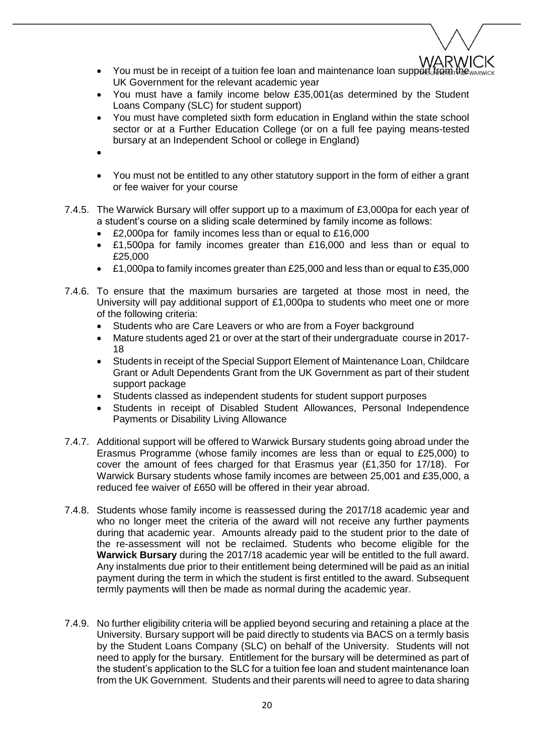- You must be in receipt of a tuition fee loan and maintenance loan support from the UK Government for the relevant academic year
- You must have a family income below £35,001(as determined by the Student Loans Company (SLC) for student support)
- You must have completed sixth form education in England within the state school sector or at a Further Education College (or on a full fee paying means-tested bursary at an Independent School or college in England)
- 
- You must not be entitled to any other statutory support in the form of either a grant or fee waiver for your course

7.4.5. The Warwick Bursary will offer support up to a maximum of £3,000pa for each year of a student's course on a sliding scale determined by family income as follows:

- £2,000pa for family incomes less than or equal to £16,000
- £1,500pa for family incomes greater than £16,000 and less than or equal to £25,000
- £1,000pa to family incomes greater than £25,000 and less than or equal to £35,000

7.4.6. To ensure that the maximum bursaries are targeted at those most in need, the University will pay additional support of £1,000pa to students who meet one or more of the following criteria:

- Students who are Care Leavers or who are from a Foyer background
- Mature students aged 21 or over at the start of their undergraduate course in 2017-18
- Students in receipt of the Special Support Element of Maintenance Loan, Childcare Grant or Adult Dependents Grant from the UK Government as part of their student support package
- Students classed as independent students for student support purposes
- Students in receipt of Disabled Student Allowances, Personal Independence Payments or Disability Living Allowance

7.4.7. Additional support will be offered to Warwick Bursary students going abroad under the Erasmus Programme (whose family incomes are less than or equal to £25,000) to cover the amount of fees charged for that Erasmus year (£1,350 for 17/18). For Warwick Bursary students whose family incomes are between 25,001 and £35,000, a reduced fee waiver of £650 will be offered in their year abroad.

7.4.8. Students whose family income is reassessed during the 2017/18 academic year and who no longer meet the criteria of the award will not receive any further payments during that academic year. Amounts already paid to the student prior to the date of the re-assessment will not be reclaimed. Students who become eligible for the **Warwick Bursary** during the 2017/18 academic year will be entitled to the full award. Any instalments due prior to their entitlement being determined will be paid as an initial payment during the term in which the student is first entitled to the award. Subsequent termly payments will then be made as normal during the academic year.

7.4.9. No further eligibility criteria will be applied beyond securing and retaining a place at the University. Bursary support will be paid directly to students via BACS on a termly basis by the Student Loans Company (SLC) on behalf of the University. Students will not need to apply for the bursary. Entitlement for the bursary will be determined as part of the student's application to the SLC for a tuition fee loan and student maintenance loan from the UK Government. Students and their parents will need to agree to data sharing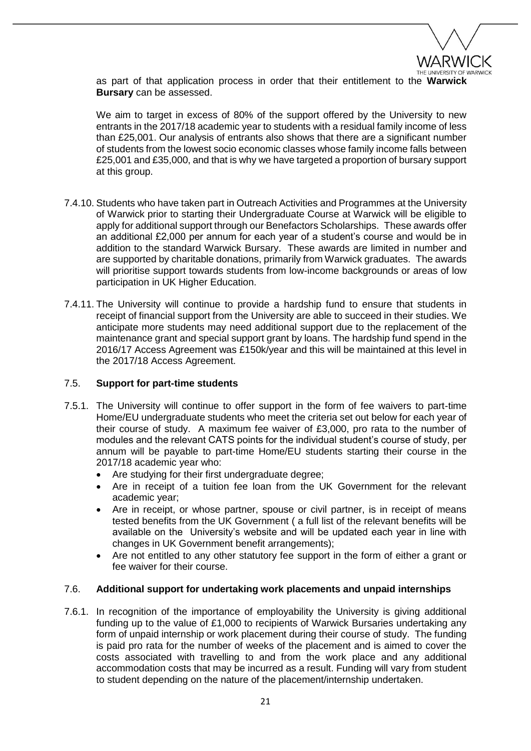as part of that application process in order that their entitlement to the **Warwick Bursary** can be assessed.

We aim to target in excess of 80% of the support offered by the University to new entrants in the 2017/18 academic year to students with a residual family income of less than £25,001. Our analysis of entrants also shows that there are a significant number of students from the lowest socio economic classes whose family income falls between £25,001 and £35,000, and that is why we have targeted a proportion of bursary support at this group.

7.4.10. Students who have taken part in Outreach Activities and Programmes at the University of Warwick prior to starting their Undergraduate Course at Warwick will be eligible to apply for additional support through our Benefactors Scholarships. These awards offer an additional £2,000 per annum for each year of a student's course and would be in addition to the standard Warwick Bursary. These awards are limited in number and are supported by charitable donations, primarily from Warwick graduates. The awards will prioritise support towards students from low-income backgrounds or areas of low participation in UK Higher Education.

7.4.11. The University will continue to provide a hardship fund to ensure that students in receipt of financial support from the University are able to succeed in their studies. We anticipate more students may need additional support due to the replacement of the maintenance grant and special support grant by loans. The hardship fund spend in the 2016/17 Access Agreement was £150k/year and this will be maintained at this level in the 2017/18 Access Agreement.

### 7.5. **Support for part-time students**

7.5.1. The University will continue to offer support in the form of fee waivers to part-time Home/EU undergraduate students who meet the criteria set out below for each year of their course of study. A maximum fee waiver of £3,000, pro rata to the number of modules and the relevant CATS points for the individual student's course of study, per annum will be payable to part-time Home/EU students starting their course in the 2017/18 academic year who:

- Are studying for their first undergraduate degree;
- Are in receipt of a tuition fee loan from the UK Government for the relevant academic year;
- Are in receipt, or whose partner, spouse or civil partner, is in receipt of means tested benefits from the UK Government ( a full list of the relevant benefits will be available on the University's website and will be updated each year in line with changes in UK Government benefit arrangements);
- Are not entitled to any other statutory fee support in the form of either a grant or fee waiver for their course.

### 7.6. **Additional support for undertaking work placements and unpaid internships**

7.6.1. In recognition of the importance of employability the University is giving additional funding up to the value of £1,000 to recipients of Warwick Bursaries undertaking any form of unpaid internship or work placement during their course of study. The funding is paid pro rata for the number of weeks of the placement and is aimed to cover the costs associated with travelling to and from the work place and any additional accommodation costs that may be incurred as a result. Funding will vary from student to student depending on the nature of the placement/internship undertaken.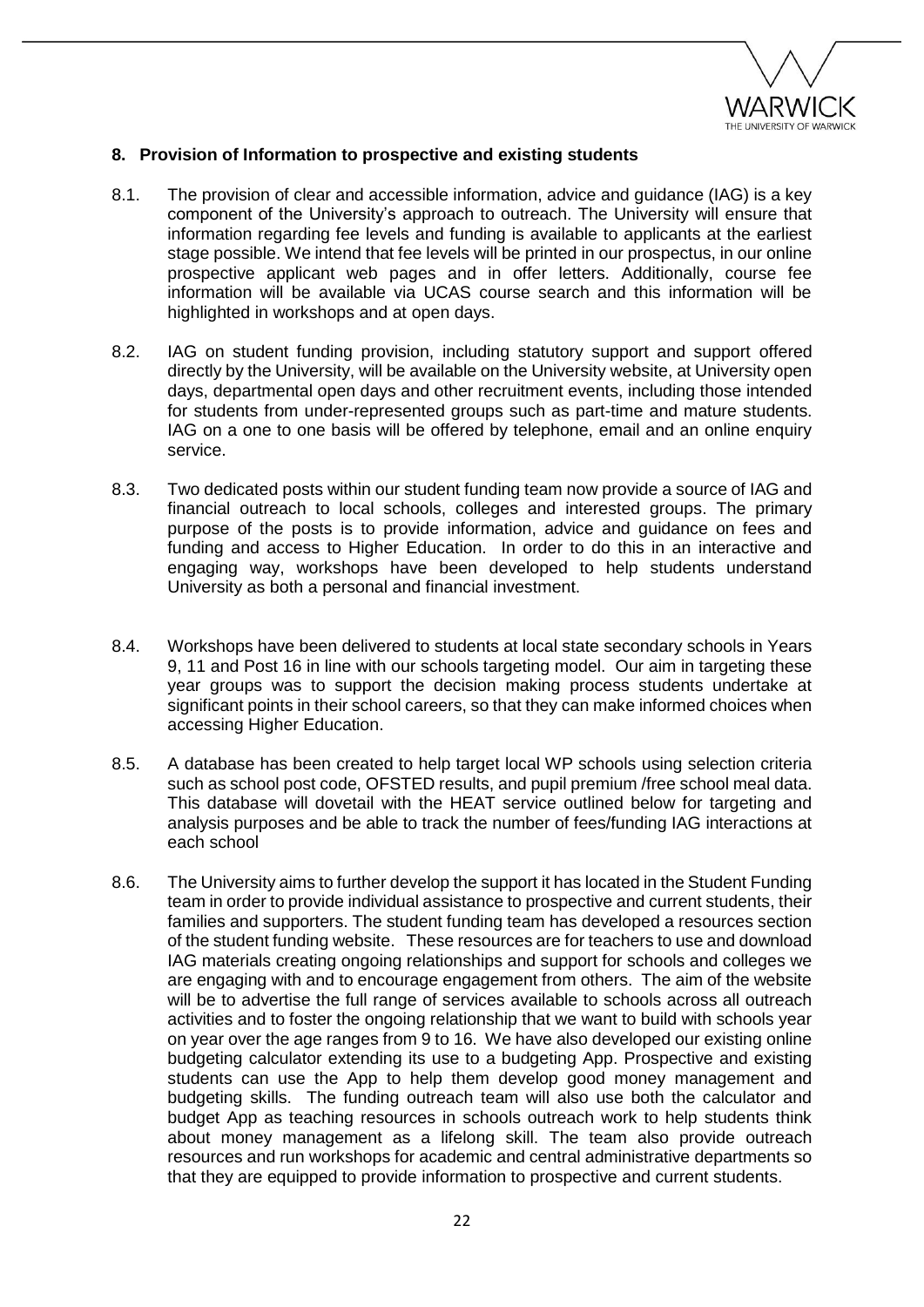## 8. Provision of Information to prospective and existing students

8.1. The provision of clear and accessible information, advice and guidance (IAG) is a key component of the University's approach to outreach. The University will ensure that information regarding fee levels and funding is available to applicants at the earliest stage possible. We intend that fee levels will be printed in our prospectus, in our online prospective applicant web pages and in offer letters. Additionally, course fee information will be available via UCAS course search and this information will be highlighted in workshops and at open days.

8.2. IAG on student funding provision, including statutory support and support offered directly by the University, will be available on the University website, at University open days, departmental open days and other recruitment events, including those intended for students from under-represented groups such as part-time and mature students. IAG on a one to one basis will be offered by telephone, email and an online enquiry service.

8.3. Two dedicated posts within our student funding team now provide a source of IAG and financial outreach to local schools, colleges and interested groups. The primary purpose of the posts is to provide information, advice and guidance on fees and funding and access to Higher Education. In order to do this in an interactive and engaging way, workshops have been developed to help students understand University as both a personal and financial investment.

8.4. Workshops have been delivered to students at local state secondary schools in Years 9, 11 and Post 16 in line with our schools targeting model. Our aim in targeting these year groups was to support the decision making process students undertake at significant points in their school careers, so that they can make informed choices when accessing Higher Education.

8.5. A database has been created to help target local WP schools using selection criteria such as school post code, OFSTED results, and pupil premium /free school meal data. This database will dovetail with the HEAT service outlined below for targeting and analysis purposes and be able to track the number of fees/funding IAG interactions at each school

8.6. The University aims to further develop the support it has located in the Student Funding team in order to provide individual assistance to prospective and current students, their families and supporters. The student funding team has developed a resources section of the student funding website. These resources are for teachers to use and download IAG materials creating ongoing relationships and support for schools and colleges we are engaging with and to encourage engagement from others. The aim of the website will be to advertise the full range of services available to schools across all outreach activities and to foster the ongoing relationship that we want to build with schools year on year over the age ranges from 9 to 16. We have also developed our existing online budgeting calculator extending its use to a budgeting App. Prospective and existing students can use the App to help them develop good money management and budgeting skills. The funding outreach team will also use both the calculator and budget App as teaching resources in schools outreach work to help students think about money management as a lifelong skill. The team also provide outreach resources and run workshops for academic and central administrative departments so that they are equipped to provide information to prospective and current students.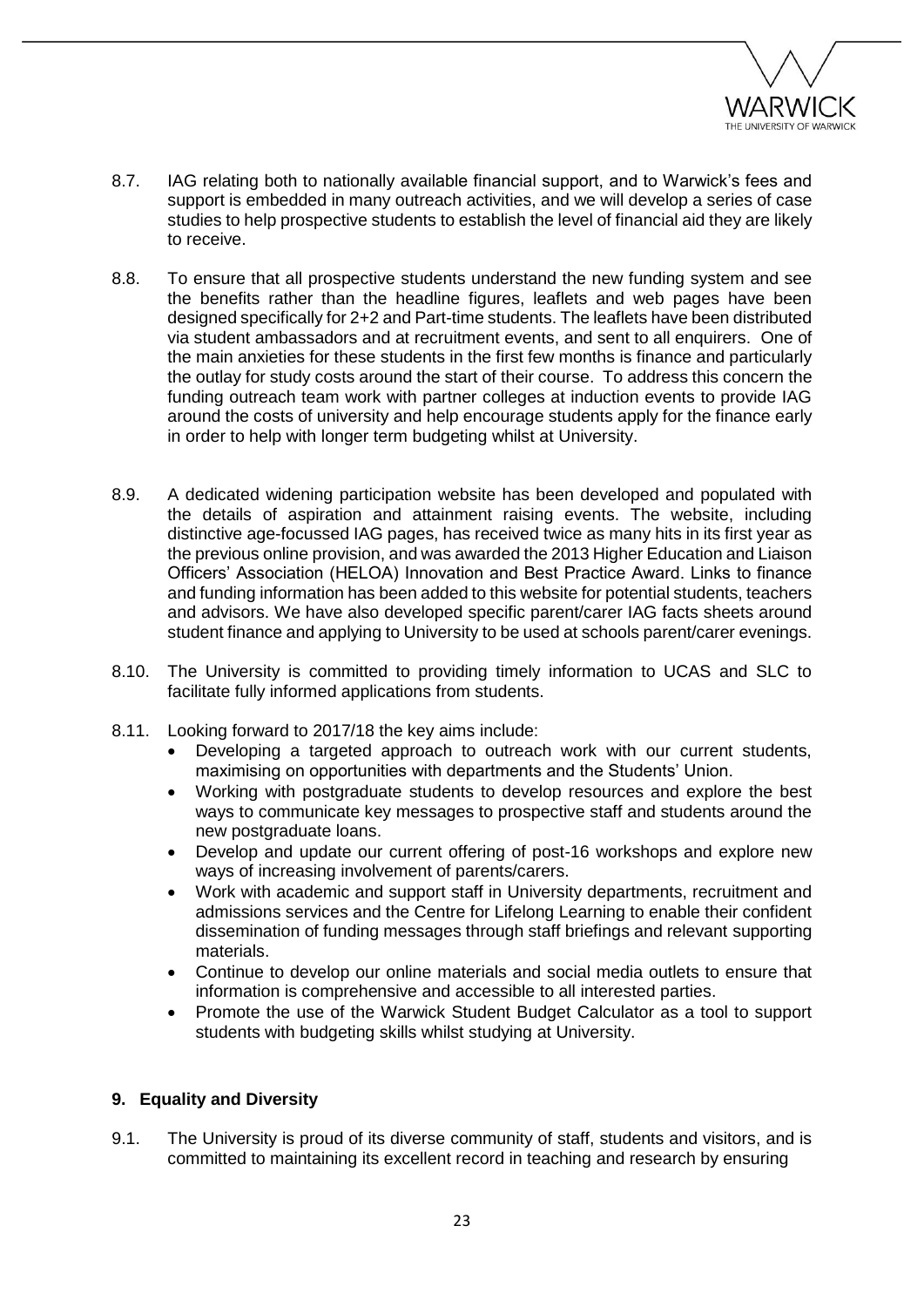8.7. IAG relating both to nationally available financial support, and to Warwick's fees and support is embedded in many outreach activities, and we will develop a series of case studies to help prospective students to establish the level of financial aid they are likely to receive.

8.8. To ensure that all prospective students understand the new funding system and see the benefits rather than the headline figures, leaflets and web pages have been designed specifically for 2+2 and Part-time students. The leaflets have been distributed via student ambassadors and at recruitment events, and sent to all enquirers. One of the main anxieties for these students in the first few months is finance and particularly the outlay for study costs around the start of their course. To address this concern the funding outreach team work with partner colleges at induction events to provide IAG around the costs of university and help encourage students apply for the finance early in order to help with longer term budgeting whilst at University.

8.9. A dedicated widening participation website has been developed and populated with the details of aspiration and attainment raising events. The website, including distinctive age-focussed IAG pages, has received twice as many hits in its first year as the previous online provision, and was awarded the 2013 Higher Education and Liaison Officers' Association (HELOA) Innovation and Best Practice Award. Links to finance and funding information has been added to this website for potential students, teachers and advisors. We have also developed specific parent/carer IAG facts sheets around student finance and applying to University to be used at schools parent/carer evenings.

8.10. The University is committed to providing timely information to UCAS and SLC to facilitate fully informed applications from students.

8.11. Looking forward to 2017/18 the key aims include:

- Developing a targeted approach to outreach work with our current students, maximising on opportunities with departments and the Students' Union.
- Working with postgraduate students to develop resources and explore the best ways to communicate key messages to prospective staff and students around the new postgraduate loans.
- Develop and update our current offering of post-16 workshops and explore new ways of increasing involvement of parents/carers.
- Work with academic and support staff in University departments, recruitment and admissions services and the Centre for Lifelong Learning to enable their confident dissemination of funding messages through staff briefings and relevant supporting materials.
- Continue to develop our online materials and social media outlets to ensure that information is comprehensive and accessible to all interested parties.
- Promote the use of the Warwick Student Budget Calculator as a tool to support students with budgeting skills whilst studying at University.

## 9. Equality and Diversity

9.1. The University is proud of its diverse community of staff, students and visitors, and is committed to maintaining its excellent record in teaching and research by ensuring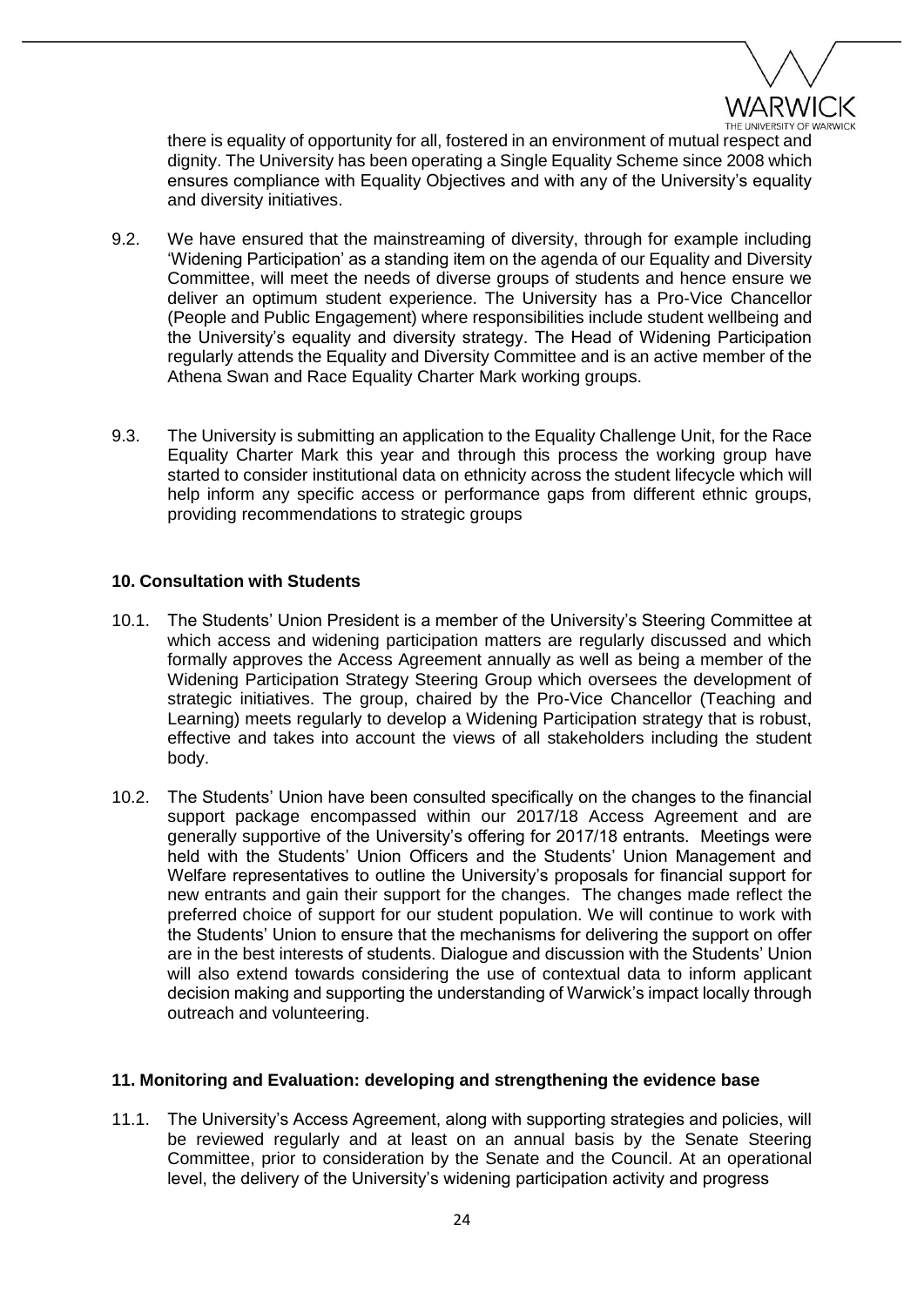there is equality of opportunity for all, fostered in an environment of mutual respect and dignity. The University has been operating a Single Equality Scheme since 2008 which ensures compliance with Equality Objectives and with any of the University's equality and diversity initiatives.

9.2. We have ensured that the mainstreaming of diversity, through for example including 'Widening Participation' as a standing item on the agenda of our Equality and Diversity Committee, will meet the needs of diverse groups of students and hence ensure we deliver an optimum student experience. The University has a Pro-Vice Chancellor (People and Public Engagement) where responsibilities include student wellbeing and the University's equality and diversity strategy. The Head of Widening Participation regularly attends the Equality and Diversity Committee and is an active member of the Athena Swan and Race Equality Charter Mark working groups.

9.3. The University is submitting an application to the Equality Challenge Unit, for the Race Equality Charter Mark this year and through this process the working group have started to consider institutional data on ethnicity across the student lifecycle which will help inform any specific access or performance gaps from different ethnic groups, providing recommendations to strategic groups

## 10. Consultation with Students

10.1. The Students' Union President is a member of the University's Steering Committee at which access and widening participation matters are regularly discussed and which formally approves the Access Agreement annually as well as being a member of the Widening Participation Strategy Steering Group which oversees the development of strategic initiatives. The group, chaired by the Pro-Vice Chancellor (Teaching and Learning) meets regularly to develop a Widening Participation strategy that is robust, effective and takes into account the views of all stakeholders including the student body.

10.2. The Students' Union have been consulted specifically on the changes to the financial support package encompassed within our 2017/18 Access Agreement and are generally supportive of the University's offering for 2017/18 entrants. Meetings were held with the Students' Union Officers and the Students' Union Management and Welfare representatives to outline the University's proposals for financial support for new entrants and gain their support for the changes. The changes made reflect the preferred choice of support for our student population. We will continue to work with the Students' Union to ensure that the mechanisms for delivering the support on offer are in the best interests of students. Dialogue and discussion with the Students' Union will also extend towards considering the use of contextual data to inform applicant decision making and supporting the understanding of Warwick's impact locally through outreach and volunteering.

## 11. Monitoring and Evaluation: developing and strengthening the evidence base

11.1. The University's Access Agreement, along with supporting strategies and policies, will be reviewed regularly and at least on an annual basis by the Senate Steering Committee, prior to consideration by the Senate and the Council. At an operational level, the delivery of the University's widening participation activity and progress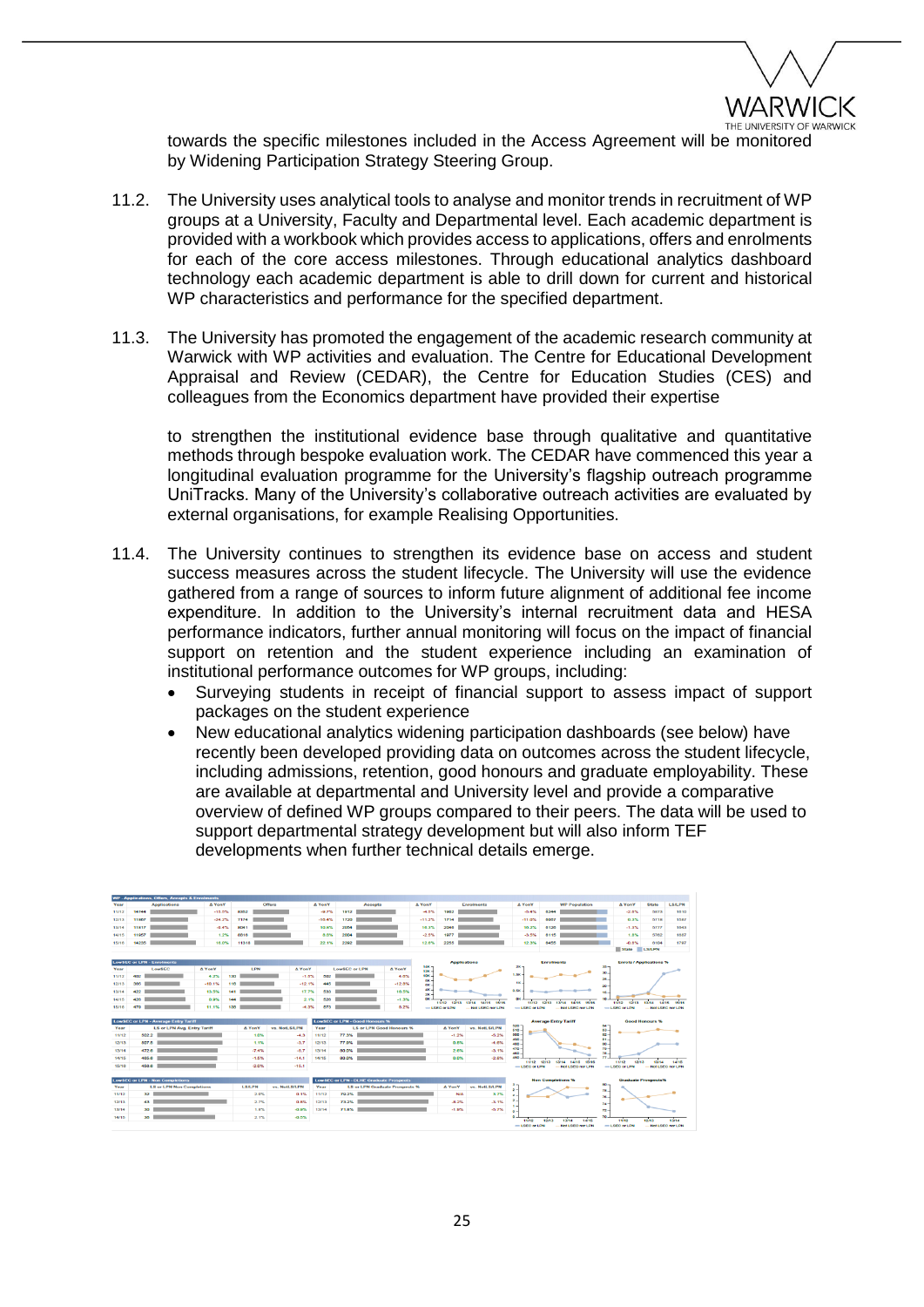towards the specific milestones included in the Access Agreement will be monitored by Widening Participation Strategy Steering Group.

11.2. The University uses analytical tools to analyse and monitor trends in recruitment of WP groups at a University, Faculty and Departmental level. Each academic department is provided with a workbook which provides access to applications, offers and enrolments for each of the core access milestones. Through educational analytics dashboard technology each academic department is able to drill down for current and historical WP characteristics and performance for the specified department.

11.3. The University has promoted the engagement of the academic research community at Warwick with WP activities and evaluation. The Centre for Educational Development Appraisal and Review (CEDAR), the Centre for Education Studies (CES) and colleagues from the Economics department have provided their expertise

to strengthen the institutional evidence base through qualitative and quantitative methods through bespoke evaluation work. The CEDAR have commenced this year a longitudinal evaluation programme for the University's flagship outreach programme UniTracks. Many of the University's collaborative outreach activities are evaluated by external organisations, for example Realising Opportunities.

11.4. The University continues to strengthen its evidence base on access and student success measures across the student lifecycle. The University will use the evidence gathered from a range of sources to inform future alignment of additional fee income expenditure. In addition to the University's internal recruitment data and HESA performance indicators, further annual monitoring will focus on the impact of financial support on retention and the student experience including an examination of institutional performance outcomes for WP groups, including:

- Surveying students in receipt of financial support to assess impact of support packages on the student experience
- New educational analytics widening participation dashboards (see below) have recently been developed providing data on outcomes across the student lifecycle, including admissions, retention, good honours and graduate employability. These are available at departmental and University level and provide a comparative overview of defined WP groups compared to their peers. The data will be used to support departmental strategy development but will also inform TEF developments when further technical details emerge.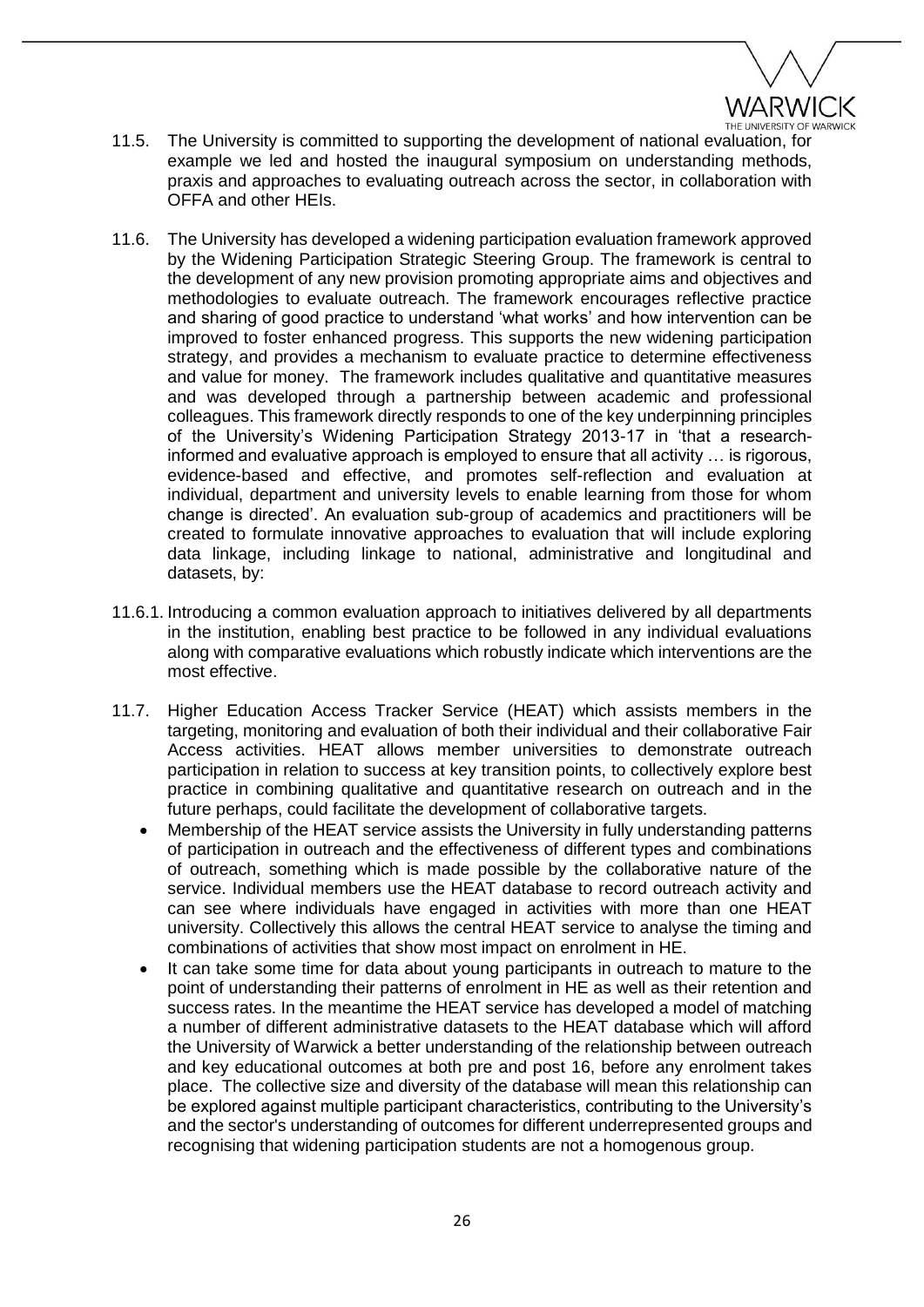11.5. The University is committed to supporting the development of national evaluation, for example we led and hosted the inaugural symposium on understanding methods, praxis and approaches to evaluating outreach across the sector, in collaboration with OFFA and other HEIs.

11.6. The University has developed a widening participation evaluation framework approved by the Widening Participation Strategic Steering Group. The framework is central to the development of any new provision promoting appropriate aims and objectives and methodologies to evaluate outreach. The framework encourages reflective practice and sharing of good practice to understand 'what works' and how intervention can be improved to foster enhanced progress. This supports the new widening participation strategy, and provides a mechanism to evaluate practice to determine effectiveness and value for money. The framework includes qualitative and quantitative measures and was developed through a partnership between academic and professional colleagues. This framework directly responds to one of the key underpinning principles of the University's Widening Participation Strategy 2013-17 in 'that a research-informed and evaluative approach is employed to ensure that all activity … is rigorous, evidence-based and effective, and promotes self-reflection and evaluation at individual, department and university levels to enable learning from those for whom change is directed'. An evaluation sub-group of academics and practitioners will be created to formulate innovative approaches to evaluation that will include exploring data linkage, including linkage to national, administrative and longitudinal and datasets, by:

11.6.1. Introducing a common evaluation approach to initiatives delivered by all departments in the institution, enabling best practice to be followed in any individual evaluations along with comparative evaluations which robustly indicate which interventions are the most effective.

11.7. Higher Education Access Tracker Service (HEAT) which assists members in the targeting, monitoring and evaluation of both their individual and their collaborative Fair Access activities. HEAT allows member universities to demonstrate outreach participation in relation to success at key transition points, to collectively explore best practice in combining qualitative and quantitative research on outreach and in the future perhaps, could facilitate the development of collaborative targets.

- Membership of the HEAT service assists the University in fully understanding patterns of participation in outreach and the effectiveness of different types and combinations of outreach, something which is made possible by the collaborative nature of the service. Individual members use the HEAT database to record outreach activity and can see where individuals have engaged in activities with more than one HEAT university. Collectively this allows the central HEAT service to analyse the timing and combinations of activities that show most impact on enrolment in HE.
- It can take some time for data about young participants in outreach to mature to the point of understanding their patterns of enrolment in HE as well as their retention and success rates. In the meantime the HEAT service has developed a model of matching a number of different administrative datasets to the HEAT database which will afford the University of Warwick a better understanding of the relationship between outreach and key educational outcomes at both pre and post 16, before any enrolment takes place. The collective size and diversity of the database will mean this relationship can be explored against multiple participant characteristics, contributing to the University's and the sector's understanding of outcomes for different underrepresented groups and recognising that widening participation students are not a homogenous group.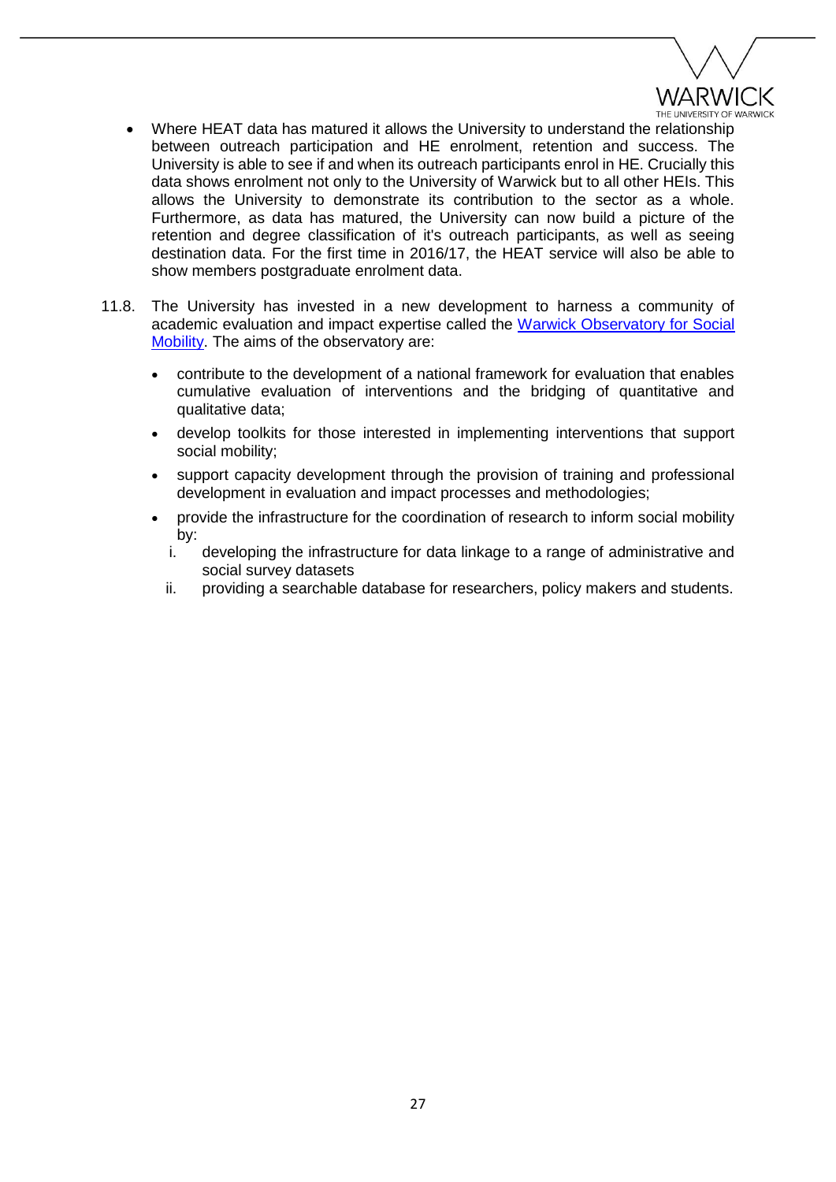- Where HEAT data has matured it allows the University to understand the relationship between outreach participation and HE enrolment, retention and success. The University is able to see if and when its outreach participants enrol in HE. Crucially this data shows enrolment not only to the University of Warwick but to all other HEIs. This allows the University to demonstrate its contribution to the sector as a whole. Furthermore, as data has matured, the University can now build a picture of the retention and degree classification of it's outreach participants, as well as seeing destination data. For the first time in 2016/17, the HEAT service will also be able to show members postgraduate enrolment data.

11.8. The University has invested in a new development to harness a community of academic evaluation and impact expertise called the [Warwick Observatory for Social Mobility](). The aims of the observatory are:

- contribute to the development of a national framework for evaluation that enables cumulative evaluation of interventions and the bridging of quantitative and qualitative data;
- develop toolkits for those interested in implementing interventions that support social mobility;
- support capacity development through the provision of training and professional development in evaluation and impact processes and methodologies;
- provide the infrastructure for the coordination of research to inform social mobility by:
    1. developing the infrastructure for data linkage to a range of administrative and social survey datasets
    2. providing a searchable database for researchers, policy makers and students.